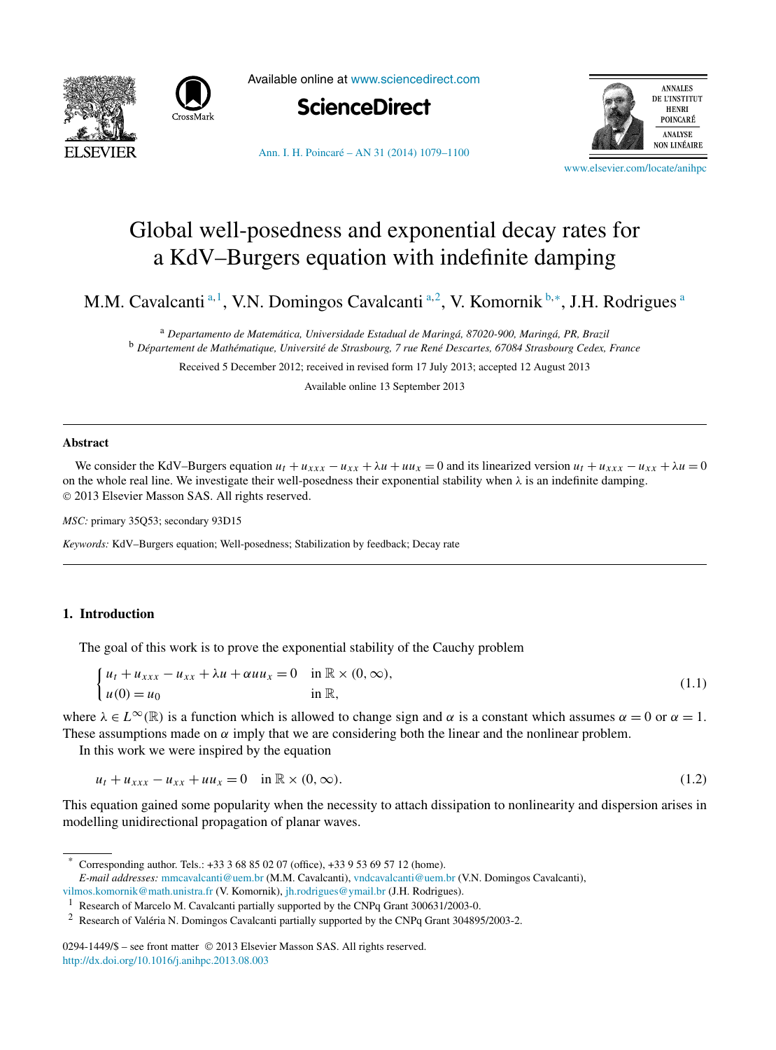# Global well-posedness and exponential decay rates for a KdV–Burgers equation with indefinite damping

M.M. Cavalcanti [a,1], V.N. Domingos Cavalcanti [a,2], V. Komornik [b,*], J.H. Rodrigues [a]

[a] *Departamento de Matemática, Universidade Estadual de Maringá, 87020-900, Maringá, PR, Brazil*

[b] *Département de Mathématique, Université de Strasbourg, 7 rue René Descartes, 67084 Strasbourg Cedex, France*

Received 5 December 2012; received in revised form 17 July 2013; accepted 12 August 2013

Available online 13 September 2013

---

## Abstract

We consider the KdV–Burgers equation $u_t + u_{xxx} - u_{xx} + \lambda u + uu_x = 0$ and its linearized version $u_t + u_{xxx} - u_{xx} + \lambda u = 0$ on the whole real line. We investigate their well-posedness their exponential stability when λ is an indefinite damping.
© 2013 Elsevier Masson SAS. All rights reserved.

*MSC:* primary 35Q53; secondary 93D15

*Keywords:* KdV–Burgers equation; Well-posedness; Stabilization by feedback; Decay rate

---

## 1. Introduction

The goal of this work is to prove the exponential stability of the Cauchy problem

$$\begin{cases} u_t + u_{xxx} - u_{xx} + \lambda u + \alpha u u_x = 0 & \text{in } \mathbb{R} \times (0, \infty), \\ u(0) = u_0 & \text{in } \mathbb{R}, \end{cases} \tag{1.1}$$

where $\lambda \in L^\infty(\mathbb{R})$ is a function which is allowed to change sign and $\alpha$ is a constant which assumes $\alpha = 0$ or $\alpha = 1$. These assumptions made on $\alpha$ imply that we are considering both the linear and the nonlinear problem.

In this work we were inspired by the equation

$$u_t + u_{xxx} - u_{xx} + uu_x = 0 \quad \text{in } \mathbb{R} \times (0, \infty). \tag{1.2}$$

This equation gained some popularity when the necessity to attach dissipation to nonlinearity and dispersion arises in modelling unidirectional propagation of planar waves.

---

\* Corresponding author. Tels.: +33 3 68 85 02 07 (office), +33 9 53 69 57 12 (home).
*E-mail addresses:* mmcavalcanti@uem.br (M.M. Cavalcanti), vndcavalcanti@uem.br (V.N. Domingos Cavalcanti), vilmos.komornik@math.unistra.fr (V. Komornik), jh.rodrigues@ymail.br (J.H. Rodrigues).

[1] Research of Marcelo M. Cavalcanti partially supported by the CNPq Grant 300631/2003-0.

[2] Research of Valéria N. Domingos Cavalcanti partially supported by the CNPq Grant 304895/2003-2.

0294-1449/$ – see front matter © 2013 Elsevier Masson SAS. All rights reserved.
http://dx.doi.org/10.1016/j.anihpc.2013.08.003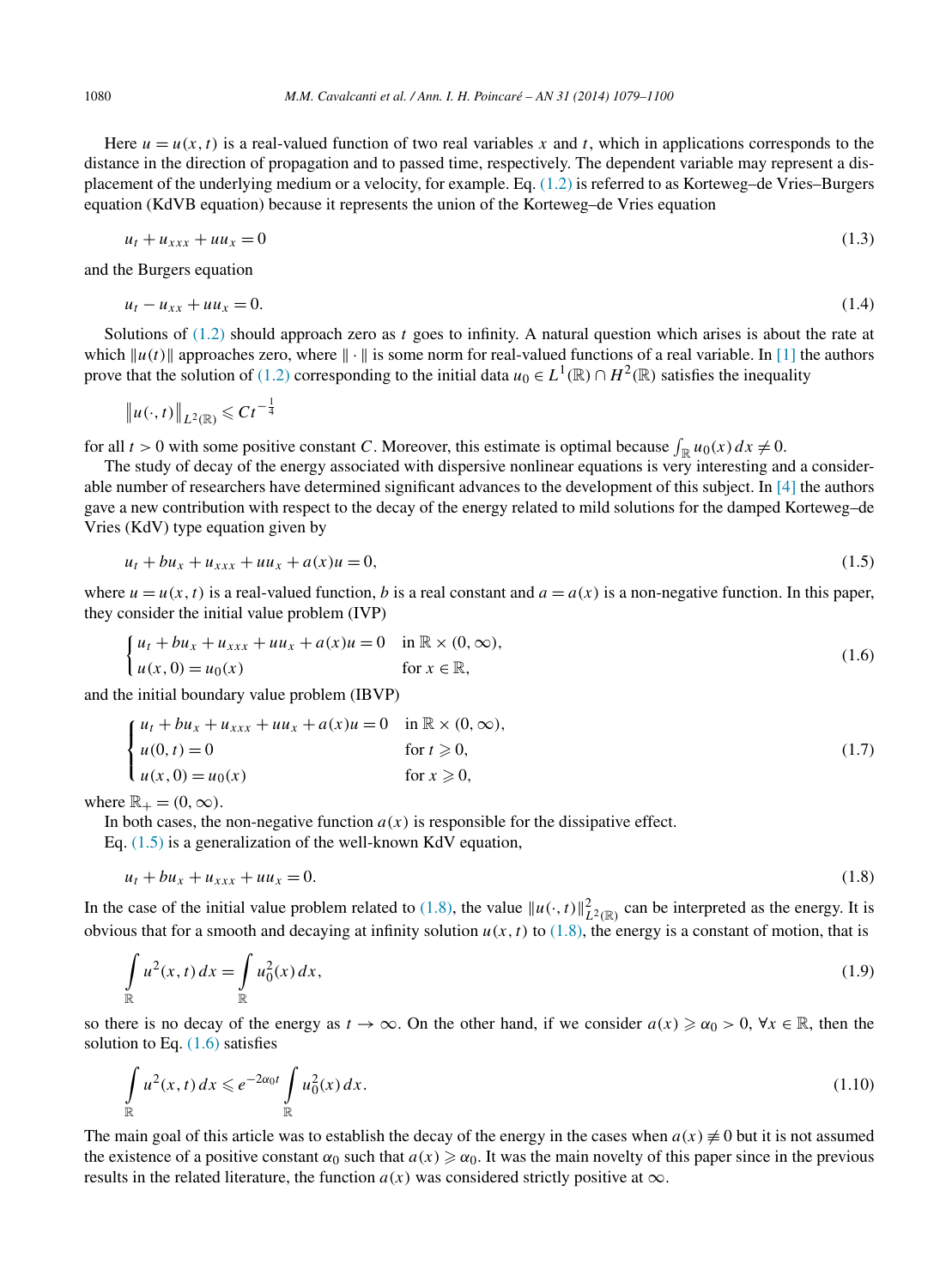Here $u = u(x,t)$ is a real-valued function of two real variables $x$ and $t$, which in applications corresponds to the distance in the direction of propagation and to passed time, respectively. The dependent variable may represent a displacement of the underlying medium or a velocity, for example. Eq. (1.2) is referred to as Korteweg–de Vries–Burgers equation (KdVB equation) because it represents the union of the Korteweg–de Vries equation

$$u_t + u_{xxx} + uu_x = 0 \tag{1.3}$$

and the Burgers equation

$$u_t - u_{xx} + uu_x = 0. \tag{1.4}$$

Solutions of (1.2) should approach zero as $t$ goes to infinity. A natural question which arises is about the rate at which $\|u(t)\|$ approaches zero, where $\|\cdot\|$ is some norm for real-valued functions of a real variable. In [1] the authors prove that the solution of (1.2) corresponding to the initial data $u_0 \in L^1(\mathbb{R}) \cap H^2(\mathbb{R})$ satisfies the inequality

$$\|u(\cdot,t)\|_{L^2(\mathbb{R})} \leqslant Ct^{-\frac{1}{4}}$$

for all $t > 0$ with some positive constant $C$. Moreover, this estimate is optimal because $\int_{\mathbb{R}} u_0(x)\,dx \neq 0$.

The study of decay of the energy associated with dispersive nonlinear equations is very interesting and a considerable number of researchers have determined significant advances to the development of this subject. In [4] the authors gave a new contribution with respect to the decay of the energy related to mild solutions for the damped Korteweg–de Vries (KdV) type equation given by

$$u_t + bu_x + u_{xxx} + uu_x + a(x)u = 0, \tag{1.5}$$

where $u = u(x,t)$ is a real-valued function, $b$ is a real constant and $a = a(x)$ is a non-negative function. In this paper, they consider the initial value problem (IVP)

$$\begin{cases} u_t + bu_x + u_{xxx} + uu_x + a(x)u = 0 & \text{in } \mathbb{R} \times (0,\infty), \\ u(x,0) = u_0(x) & \text{for } x \in \mathbb{R}, \end{cases} \tag{1.6}$$

and the initial boundary value problem (IBVP)

$$\begin{cases} u_t + bu_x + u_{xxx} + uu_x + a(x)u = 0 & \text{in } \mathbb{R} \times (0,\infty), \\ u(0,t) = 0 & \text{for } t \geqslant 0, \\ u(x,0) = u_0(x) & \text{for } x \geqslant 0, \end{cases} \tag{1.7}$$

where $\mathbb{R}_+ = (0,\infty)$.

In both cases, the non-negative function $a(x)$ is responsible for the dissipative effect.

Eq. (1.5) is a generalization of the well-known KdV equation,

$$u_t + bu_x + u_{xxx} + uu_x = 0. \tag{1.8}$$

In the case of the initial value problem related to (1.8), the value $\|u(\cdot,t)\|^2_{L^2(\mathbb{R})}$ can be interpreted as the energy. It is obvious that for a smooth and decaying at infinity solution $u(x,t)$ to (1.8), the energy is a constant of motion, that is

$$\int_{\mathbb{R}} u^2(x,t)\,dx = \int_{\mathbb{R}} u_0^2(x)\,dx, \tag{1.9}$$

so there is no decay of the energy as $t \to \infty$. On the other hand, if we consider $a(x) \geqslant \alpha_0 > 0$, $\forall x \in \mathbb{R}$, then the solution to Eq. (1.6) satisfies

$$\int_{\mathbb{R}} u^2(x,t)\,dx \leqslant e^{-2\alpha_0 t} \int_{\mathbb{R}} u_0^2(x)\,dx. \tag{1.10}$$

The main goal of this article was to establish the decay of the energy in the cases when $a(x) \not\equiv 0$ but it is not assumed the existence of a positive constant $\alpha_0$ such that $a(x) \geqslant \alpha_0$. It was the main novelty of this paper since in the previous results in the related literature, the function $a(x)$ was considered strictly positive at $\infty$.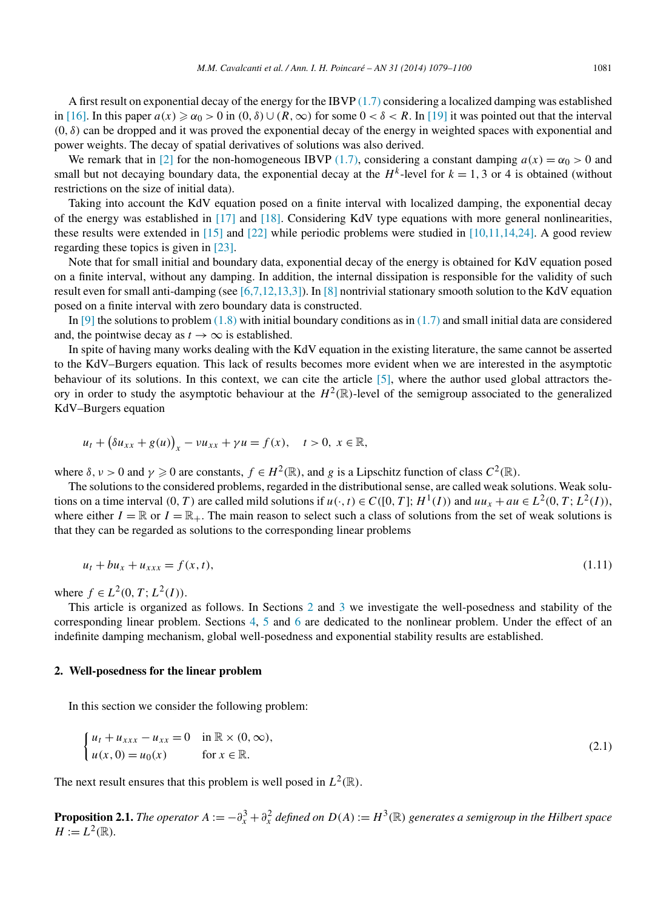A first result on exponential decay of the energy for the IBVP (1.7) considering a localized damping was established in [16]. In this paper $a(x) \geqslant \alpha_0 > 0$ in $(0, \delta) \cup (R, \infty)$ for some $0 < \delta < R$. In [19] it was pointed out that the interval $(0, \delta)$ can be dropped and it was proved the exponential decay of the energy in weighted spaces with exponential and power weights. The decay of spatial derivatives of solutions was also derived.

We remark that in [2] for the non-homogeneous IBVP (1.7), considering a constant damping $a(x) = \alpha_0 > 0$ and small but not decaying boundary data, the exponential decay at the $H^k$-level for $k = 1, 3$ or $4$ is obtained (without restrictions on the size of initial data).

Taking into account the KdV equation posed on a finite interval with localized damping, the exponential decay of the energy was established in [17] and [18]. Considering KdV type equations with more general nonlinearities, these results were extended in [15] and [22] while periodic problems were studied in [10,11,14,24]. A good review regarding these topics is given in [23].

Note that for small initial and boundary data, exponential decay of the energy is obtained for KdV equation posed on a finite interval, without any damping. In addition, the internal dissipation is responsible for the validity of such result even for small anti-damping (see [6,7,12,13,3]). In [8] nontrivial stationary smooth solution to the KdV equation posed on a finite interval with zero boundary data is constructed.

In [9] the solutions to problem (1.8) with initial boundary conditions as in (1.7) and small initial data are considered and, the pointwise decay as $t \to \infty$ is established.

In spite of having many works dealing with the KdV equation in the existing literature, the same cannot be asserted to the KdV–Burgers equation. This lack of results becomes more evident when we are interested in the asymptotic behaviour of its solutions. In this context, we can cite the article [5], where the author used global attractors theory in order to study the asymptotic behaviour at the $H^2(\mathbb{R})$-level of the semigroup associated to the generalized KdV–Burgers equation

$$u_t + \left(\delta u_{xx} + g(u)\right)_x - \nu u_{xx} + \gamma u = f(x), \quad t > 0,\ x \in \mathbb{R},$$

where $\delta, \nu > 0$ and $\gamma \geqslant 0$ are constants, $f \in H^2(\mathbb{R})$, and $g$ is a Lipschitz function of class $C^2(\mathbb{R})$.

The solutions to the considered problems, regarded in the distributional sense, are called weak solutions. Weak solutions on a time interval $(0, T)$ are called mild solutions if $u(\cdot, t) \in C([0, T]; H^1(I))$ and $uu_x + au \in L^2(0, T; L^2(I))$, where either $I = \mathbb{R}$ or $I = \mathbb{R}_+$. The main reason to select such a class of solutions from the set of weak solutions is that they can be regarded as solutions to the corresponding linear problems

$$u_t + bu_x + u_{xxx} = f(x, t), \tag{1.11}$$

where $f \in L^2(0, T; L^2(I))$.

This article is organized as follows. In Sections 2 and 3 we investigate the well-posedness and stability of the corresponding linear problem. Sections 4, 5 and 6 are dedicated to the nonlinear problem. Under the effect of an indefinite damping mechanism, global well-posedness and exponential stability results are established.

## 2. Well-posedness for the linear problem

In this section we consider the following problem:

$$\begin{cases} u_t + u_{xxx} - u_{xx} = 0 & \text{in } \mathbb{R} \times (0, \infty), \\ u(x, 0) = u_0(x) & \text{for } x \in \mathbb{R}. \end{cases} \tag{2.1}$$

The next result ensures that this problem is well posed in $L^2(\mathbb{R})$.

**Proposition 2.1.** *The operator $A := -\partial_x^3 + \partial_x^2$ defined on $D(A) := H^3(\mathbb{R})$ generates a semigroup in the Hilbert space $H := L^2(\mathbb{R})$.*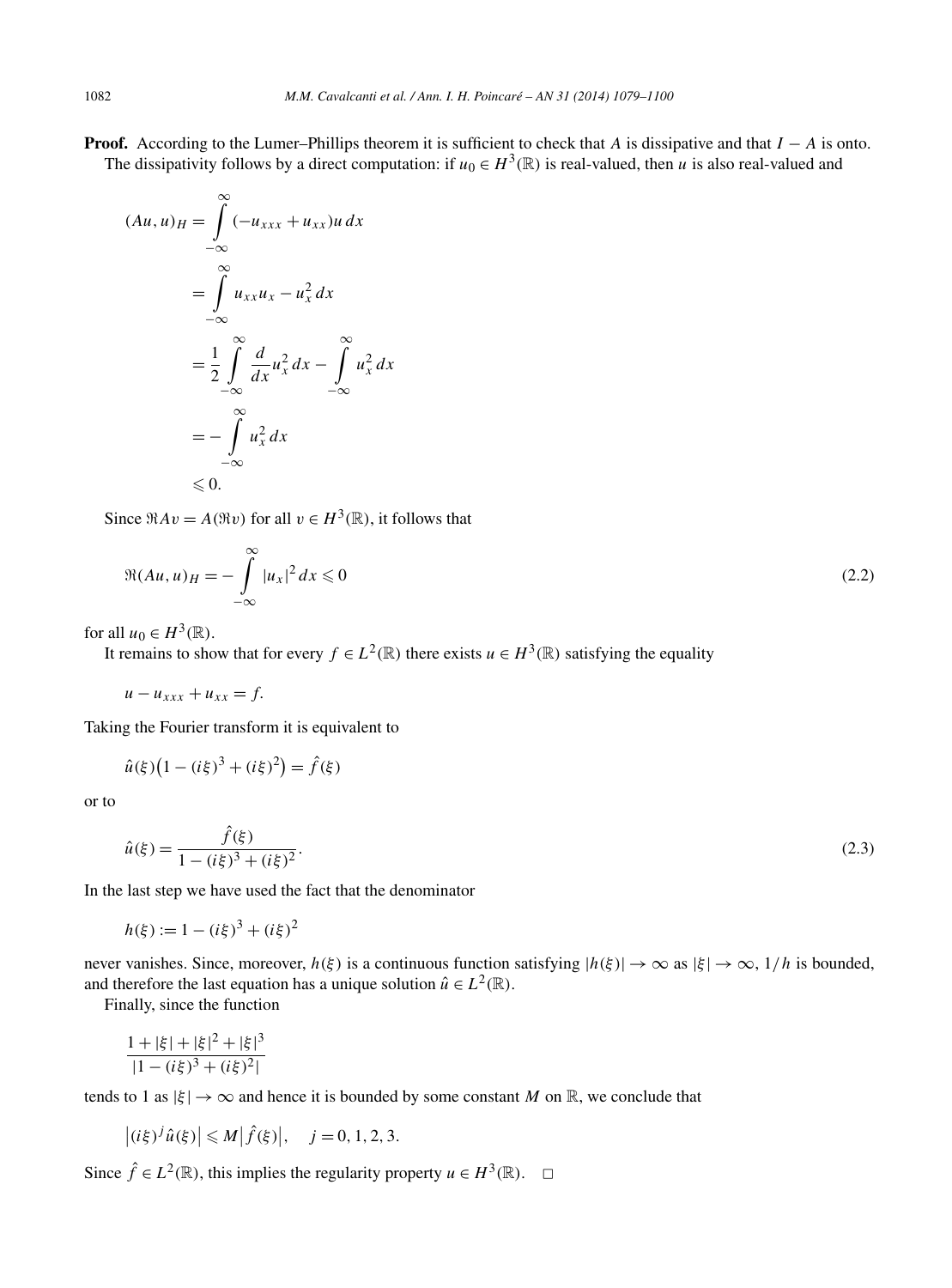**Proof.** According to the Lumer–Phillips theorem it is sufficient to check that $A$ is dissipative and that $I - A$ is onto.

The dissipativity follows by a direct computation: if $u_0 \in H^3(\mathbb{R})$ is real-valued, then $u$ is also real-valued and

$$
\begin{aligned}
(Au, u)_H &= \int_{-\infty}^{\infty} (-u_{xxx} + u_{xx}) u \, dx \\
&= \int_{-\infty}^{\infty} u_{xx} u_x - u_x^2 \, dx \\
&= \frac{1}{2} \int_{-\infty}^{\infty} \frac{d}{dx} u_x^2 \, dx - \int_{-\infty}^{\infty} u_x^2 \, dx \\
&= - \int_{-\infty}^{\infty} u_x^2 \, dx \\
&\leqslant 0.
\end{aligned}
$$

Since $\Re Av = A(\Re v)$ for all $v \in H^3(\mathbb{R})$, it follows that

$$
\Re (Au, u)_H = - \int_{-\infty}^{\infty} |u_x|^2 \, dx \leqslant 0 \tag{2.2}
$$

for all $u_0 \in H^3(\mathbb{R})$.

It remains to show that for every $f \in L^2(\mathbb{R})$ there exists $u \in H^3(\mathbb{R})$ satisfying the equality

$$
u - u_{xxx} + u_{xx} = f.
$$

Taking the Fourier transform it is equivalent to

$$
\hat{u}(\xi)\big(1 - (i\xi)^3 + (i\xi)^2\big) = \hat{f}(\xi)
$$

or to

$$
\hat{u}(\xi) = \frac{\hat{f}(\xi)}{1 - (i\xi)^3 + (i\xi)^2}. \tag{2.3}
$$

In the last step we have used the fact that the denominator

$$
h(\xi) := 1 - (i\xi)^3 + (i\xi)^2
$$

never vanishes. Since, moreover, $h(\xi)$ is a continuous function satisfying $|h(\xi)| \to \infty$ as $|\xi| \to \infty$, $1/h$ is bounded, and therefore the last equation has a unique solution $\hat{u} \in L^2(\mathbb{R})$.

Finally, since the function

$$
\frac{1 + |\xi| + |\xi|^2 + |\xi|^3}{|1 - (i\xi)^3 + (i\xi)^2|}
$$

tends to 1 as $|\xi| \to \infty$ and hence it is bounded by some constant $M$ on $\mathbb{R}$, we conclude that

$$
\big|(i\xi)^j \hat{u}(\xi)\big| \leqslant M \big|\hat{f}(\xi)\big|, \quad j = 0, 1, 2, 3.
$$

Since $\hat{f} \in L^2(\mathbb{R})$, this implies the regularity property $u \in H^3(\mathbb{R})$. $\square$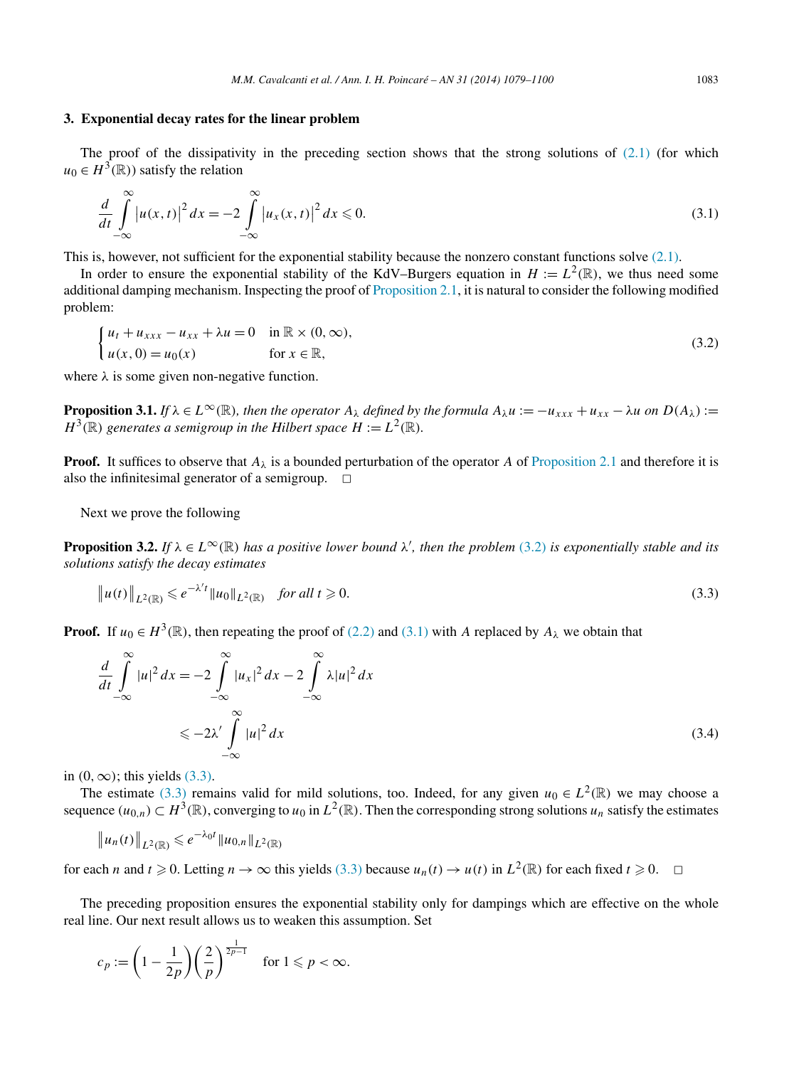## 3. Exponential decay rates for the linear problem

The proof of the dissipativity in the preceding section shows that the strong solutions of (2.1) (for which $u_0 \in H^3(\mathbb{R})$) satisfy the relation

$$\frac{d}{dt}\int_{-\infty}^{\infty}\left|u(x,t)\right|^2 dx = -2\int_{-\infty}^{\infty}\left|u_x(x,t)\right|^2 dx \leqslant 0. \tag{3.1}$$

This is, however, not sufficient for the exponential stability because the nonzero constant functions solve (2.1).

In order to ensure the exponential stability of the KdV–Burgers equation in $H := L^2(\mathbb{R})$, we thus need some additional damping mechanism. Inspecting the proof of Proposition 2.1, it is natural to consider the following modified problem:

$$\begin{cases} u_t + u_{xxx} - u_{xx} + \lambda u = 0 & \text{in } \mathbb{R}\times(0,\infty), \\ u(x,0) = u_0(x) & \text{for } x \in \mathbb{R}, \end{cases} \tag{3.2}$$

where $\lambda$ is some given non-negative function.

**Proposition 3.1.** *If $\lambda \in L^\infty(\mathbb{R})$, then the operator $A_\lambda$ defined by the formula $A_\lambda u := -u_{xxx} + u_{xx} - \lambda u$ on $D(A_\lambda) := H^3(\mathbb{R})$ generates a semigroup in the Hilbert space $H := L^2(\mathbb{R})$.*

**Proof.** It suffices to observe that $A_\lambda$ is a bounded perturbation of the operator $A$ of Proposition 2.1 and therefore it is also the infinitesimal generator of a semigroup. $\square$

Next we prove the following

**Proposition 3.2.** *If $\lambda \in L^\infty(\mathbb{R})$ has a positive lower bound $\lambda'$, then the problem (3.2) is exponentially stable and its solutions satisfy the decay estimates*

$$\left\|u(t)\right\|_{L^2(\mathbb{R})} \leqslant e^{-\lambda' t}\|u_0\|_{L^2(\mathbb{R})} \quad \textit{for all } t \geqslant 0. \tag{3.3}$$

**Proof.** If $u_0 \in H^3(\mathbb{R})$, then repeating the proof of (2.2) and (3.1) with $A$ replaced by $A_\lambda$ we obtain that

$$\begin{aligned} \frac{d}{dt}\int_{-\infty}^{\infty}|u|^2\,dx &= -2\int_{-\infty}^{\infty}|u_x|^2\,dx - 2\int_{-\infty}^{\infty}\lambda|u|^2\,dx \\ &\leqslant -2\lambda'\int_{-\infty}^{\infty}|u|^2\,dx \end{aligned} \tag{3.4}$$

in $(0,\infty)$; this yields (3.3).

The estimate (3.3) remains valid for mild solutions, too. Indeed, for any given $u_0 \in L^2(\mathbb{R})$ we may choose a sequence $(u_{0,n}) \subset H^3(\mathbb{R})$, converging to $u_0$ in $L^2(\mathbb{R})$. Then the corresponding strong solutions $u_n$ satisfy the estimates

$$\left\|u_n(t)\right\|_{L^2(\mathbb{R})} \leqslant e^{-\lambda_0 t}\|u_{0,n}\|_{L^2(\mathbb{R})}$$

for each $n$ and $t \geqslant 0$. Letting $n \to \infty$ this yields (3.3) because $u_n(t) \to u(t)$ in $L^2(\mathbb{R})$ for each fixed $t \geqslant 0$. $\square$

The preceding proposition ensures the exponential stability only for dampings which are effective on the whole real line. Our next result allows us to weaken this assumption. Set

$$c_p := \left(1 - \frac{1}{2p}\right)\left(\frac{2}{p}\right)^{\frac{1}{2p-1}} \quad \text{for } 1 \leqslant p < \infty.$$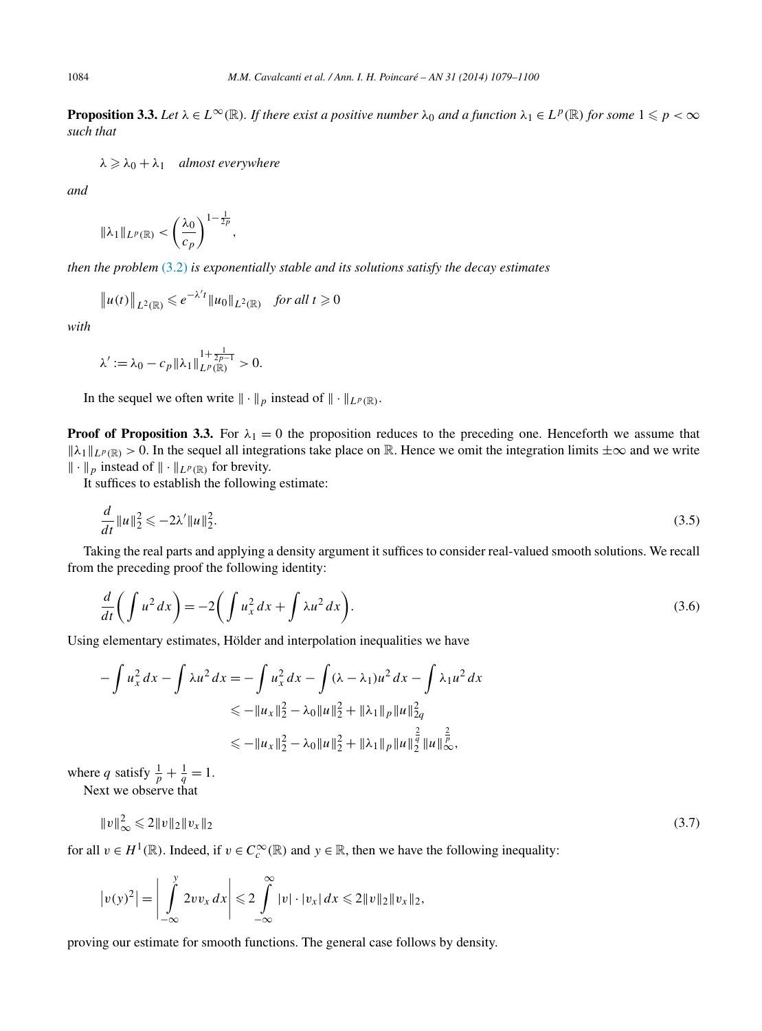**Proposition 3.3.** *Let $\lambda \in L^\infty(\mathbb{R})$. If there exist a positive number $\lambda_0$ and a function $\lambda_1 \in L^p(\mathbb{R})$ for some $1 \leqslant p < \infty$ such that*

$$\lambda \geqslant \lambda_0 + \lambda_1 \quad \textit{almost everywhere}$$

*and*

$$\|\lambda_1\|_{L^p(\mathbb{R})} < \left(\frac{\lambda_0}{c_p}\right)^{1-\frac{1}{2p}},$$

*then the problem (3.2) is exponentially stable and its solutions satisfy the decay estimates*

$$\|u(t)\|_{L^2(\mathbb{R})} \leqslant e^{-\lambda' t}\|u_0\|_{L^2(\mathbb{R})} \quad \textit{for all } t \geqslant 0$$

*with*

$$\lambda' := \lambda_0 - c_p\|\lambda_1\|_{L^p(\mathbb{R})}^{1+\frac{1}{2p-1}} > 0.$$

In the sequel we often write $\|\cdot\|_p$ instead of $\|\cdot\|_{L^p(\mathbb{R})}$.

**Proof of Proposition 3.3.** For $\lambda_1 = 0$ the proposition reduces to the preceding one. Henceforth we assume that $\|\lambda_1\|_{L^p(\mathbb{R})} > 0$. In the sequel all integrations take place on $\mathbb{R}$. Hence we omit the integration limits $\pm\infty$ and we write $\|\cdot\|_p$ instead of $\|\cdot\|_{L^p(\mathbb{R})}$ for brevity.

It suffices to establish the following estimate:

$$\frac{d}{dt}\|u\|_2^2 \leqslant -2\lambda'\|u\|_2^2. \tag{3.5}$$

Taking the real parts and applying a density argument it suffices to consider real-valued smooth solutions. We recall from the preceding proof the following identity:

$$\frac{d}{dt}\left(\int u^2\,dx\right) = -2\left(\int u_x^2\,dx + \int \lambda u^2\,dx\right). \tag{3.6}$$

Using elementary estimates, Hölder and interpolation inequalities we have

$$\begin{aligned}
-\int u_x^2\,dx - \int \lambda u^2\,dx &= -\int u_x^2\,dx - \int(\lambda - \lambda_1)u^2\,dx - \int \lambda_1 u^2\,dx \\
&\leqslant -\|u_x\|_2^2 - \lambda_0\|u\|_2^2 + \|\lambda_1\|_p\|u\|_{2q}^2 \\
&\leqslant -\|u_x\|_2^2 - \lambda_0\|u\|_2^2 + \|\lambda_1\|_p\|u\|_2^{\frac{2}{q}}\|u\|_\infty^{\frac{2}{p}},
\end{aligned}$$

where $q$ satisfy $\frac{1}{p} + \frac{1}{q} = 1$.

Next we observe that

$$\|v\|_\infty^2 \leqslant 2\|v\|_2\|v_x\|_2 \tag{3.7}$$

for all $v \in H^1(\mathbb{R})$. Indeed, if $v \in C_c^\infty(\mathbb{R})$ and $y \in \mathbb{R}$, then we have the following inequality:

$$\left|v(y)^2\right| = \left|\int_{-\infty}^{y} 2vv_x\,dx\right| \leqslant 2\int_{-\infty}^{\infty}|v|\cdot|v_x|\,dx \leqslant 2\|v\|_2\|v_x\|_2,$$

proving our estimate for smooth functions. The general case follows by density.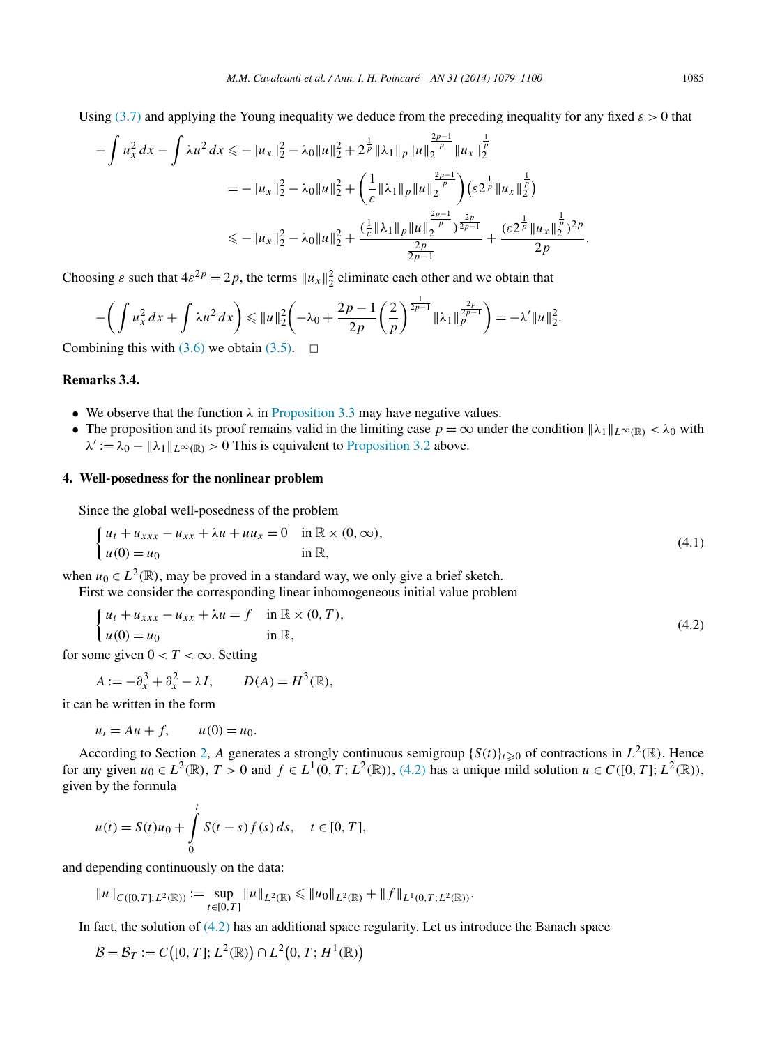Using (3.7) and applying the Young inequality we deduce from the preceding inequality for any fixed $\varepsilon > 0$ that

$$
\begin{aligned}
-\int u_x^2\,dx - \int \lambda u^2\,dx &\leqslant -\|u_x\|_2^2 - \lambda_0\|u\|_2^2 + 2^{\frac{1}{p}}\|\lambda_1\|_p\|u\|_2^{\frac{2p-1}{p}}\|u_x\|_2^{\frac{1}{p}} \\
&= -\|u_x\|_2^2 - \lambda_0\|u\|_2^2 + \left(\frac{1}{\varepsilon}\|\lambda_1\|_p\|u\|_2^{\frac{2p-1}{p}}\right)\left(\varepsilon 2^{\frac{1}{p}}\|u_x\|_2^{\frac{1}{p}}\right) \\
&\leqslant -\|u_x\|_2^2 - \lambda_0\|u\|_2^2 + \frac{(\frac{1}{\varepsilon}\|\lambda_1\|_p\|u\|_2^{\frac{2p-1}{p}})^{\frac{2p}{2p-1}}}{\frac{2p}{2p-1}} + \frac{(\varepsilon 2^{\frac{1}{p}}\|u_x\|_2^{\frac{1}{p}})^{2p}}{2p}.
\end{aligned}
$$

Choosing $\varepsilon$ such that $4\varepsilon^{2p} = 2p$, the terms $\|u_x\|_2^2$ eliminate each other and we obtain that

$$
-\left(\int u_x^2\,dx + \int \lambda u^2\,dx\right) \leqslant \|u\|_2^2\left(-\lambda_0 + \frac{2p-1}{2p}\left(\frac{2}{p}\right)^{\frac{1}{2p-1}}\|\lambda_1\|_p^{\frac{2p}{2p-1}}\right) = -\lambda'\|u\|_2^2.
$$

Combining this with (3.6) we obtain (3.5). $\square$

**Remarks 3.4.**

- We observe that the function $\lambda$ in Proposition 3.3 may have negative values.
- The proposition and its proof remains valid in the limiting case $p = \infty$ under the condition $\|\lambda_1\|_{L^\infty(\mathbb{R})} < \lambda_0$ with $\lambda' := \lambda_0 - \|\lambda_1\|_{L^\infty(\mathbb{R})} > 0$ This is equivalent to Proposition 3.2 above.

## 4. Well-posedness for the nonlinear problem

Since the global well-posedness of the problem

$$
\begin{cases}
u_t + u_{xxx} - u_{xx} + \lambda u + uu_x = 0 & \text{in } \mathbb{R} \times (0,\infty), \\
u(0) = u_0 & \text{in } \mathbb{R},
\end{cases}
\tag{4.1}
$$

when $u_0 \in L^2(\mathbb{R})$, may be proved in a standard way, we only give a brief sketch.

First we consider the corresponding linear inhomogeneous initial value problem

$$
\begin{cases}
u_t + u_{xxx} - u_{xx} + \lambda u = f & \text{in } \mathbb{R} \times (0,T), \\
u(0) = u_0 & \text{in } \mathbb{R},
\end{cases}
\tag{4.2}
$$

for some given $0 < T < \infty$. Setting

$$
A := -\partial_x^3 + \partial_x^2 - \lambda I, \qquad D(A) = H^3(\mathbb{R}),
$$

it can be written in the form

$$
u_t = Au + f, \qquad u(0) = u_0.
$$

According to Section 2, $A$ generates a strongly continuous semigroup $\{S(t)\}_{t\geqslant 0}$ of contractions in $L^2(\mathbb{R})$. Hence for any given $u_0 \in L^2(\mathbb{R})$, $T > 0$ and $f \in L^1(0,T;L^2(\mathbb{R}))$, (4.2) has a unique mild solution $u \in C([0,T];L^2(\mathbb{R}))$, given by the formula

$$
u(t) = S(t)u_0 + \int_0^t S(t-s)f(s)\,ds, \quad t \in [0,T],
$$

and depending continuously on the data:

$$
\|u\|_{C([0,T];L^2(\mathbb{R}))} := \sup_{t\in[0,T]}\|u\|_{L^2(\mathbb{R})} \leqslant \|u_0\|_{L^2(\mathbb{R})} + \|f\|_{L^1(0,T;L^2(\mathbb{R}))}.
$$

In fact, the solution of (4.2) has an additional space regularity. Let us introduce the Banach space

$$
\mathcal{B} = \mathcal{B}_T := C\big([0,T];L^2(\mathbb{R})\big) \cap L^2\big(0,T;H^1(\mathbb{R})\big)
$$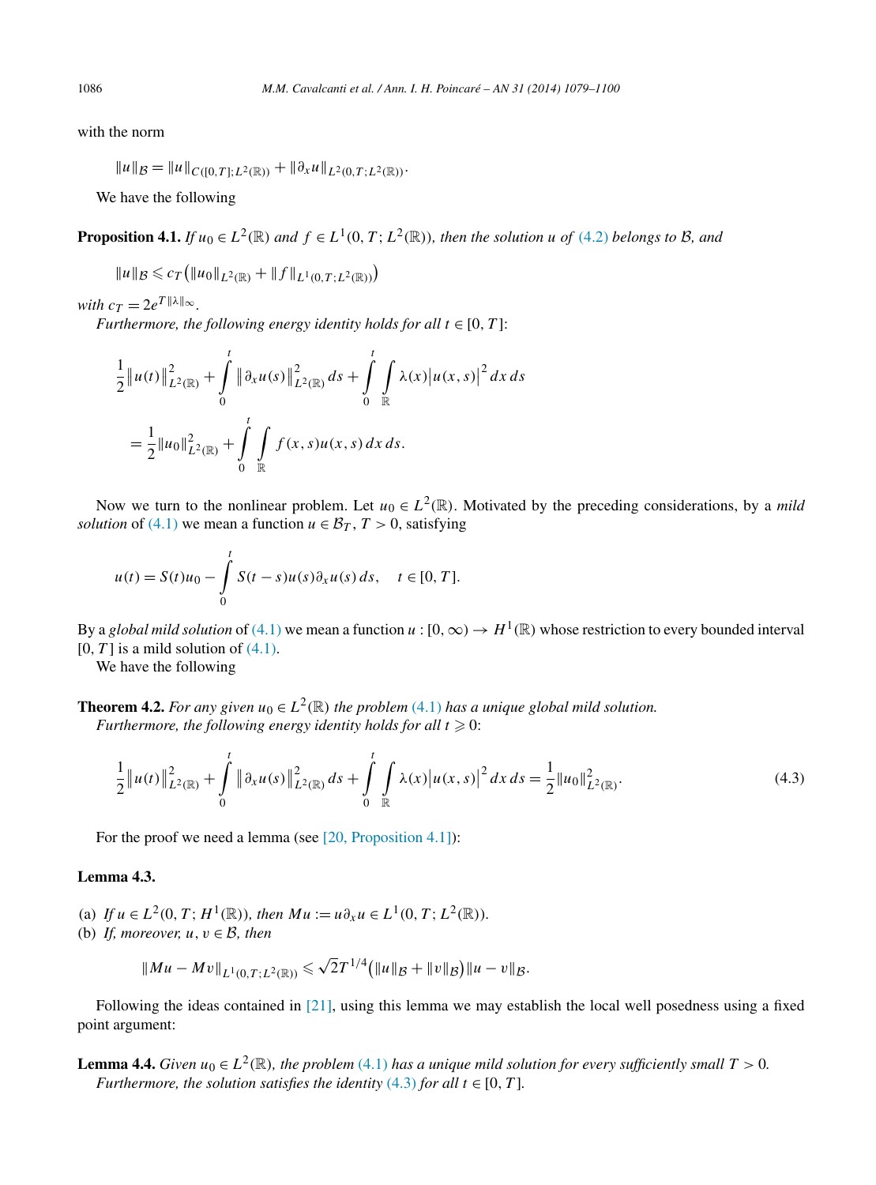with the norm

$$\|u\|_{\mathcal{B}} = \|u\|_{C([0,T];L^2(\mathbb{R}))} + \|\partial_x u\|_{L^2(0,T;L^2(\mathbb{R}))}.$$

We have the following

**Proposition 4.1.** *If $u_0 \in L^2(\mathbb{R})$ and $f \in L^1(0,T;L^2(\mathbb{R}))$, then the solution $u$ of (4.2) belongs to $\mathcal{B}$, and*

$$\|u\|_{\mathcal{B}} \leqslant c_T\big(\|u_0\|_{L^2(\mathbb{R})} + \|f\|_{L^1(0,T;L^2(\mathbb{R}))}\big)$$

*with $c_T = 2e^{T\|\lambda\|_\infty}$.*

*Furthermore, the following energy identity holds for all $t \in [0,T]$:*

$$\frac{1}{2}\big\|u(t)\big\|^2_{L^2(\mathbb{R})} + \int_0^t \big\|\partial_x u(s)\big\|^2_{L^2(\mathbb{R})}\,ds + \int_0^t \int_{\mathbb{R}} \lambda(x)\big|u(x,s)\big|^2\,dx\,ds$$

$$= \frac{1}{2}\|u_0\|^2_{L^2(\mathbb{R})} + \int_0^t \int_{\mathbb{R}} f(x,s)u(x,s)\,dx\,ds.$$

Now we turn to the nonlinear problem. Let $u_0 \in L^2(\mathbb{R})$. Motivated by the preceding considerations, by a *mild solution* of (4.1) we mean a function $u \in \mathcal{B}_T$, $T > 0$, satisfying

$$u(t) = S(t)u_0 - \int_0^t S(t-s)u(s)\partial_x u(s)\,ds, \quad t \in [0,T].$$

By a *global mild solution* of (4.1) we mean a function $u : [0,\infty) \to H^1(\mathbb{R})$ whose restriction to every bounded interval $[0,T]$ is a mild solution of (4.1).

We have the following

**Theorem 4.2.** *For any given $u_0 \in L^2(\mathbb{R})$ the problem (4.1) has a unique global mild solution.*

*Furthermore, the following energy identity holds for all $t \geqslant 0$:*

$$\frac{1}{2}\big\|u(t)\big\|^2_{L^2(\mathbb{R})} + \int_0^t \big\|\partial_x u(s)\big\|^2_{L^2(\mathbb{R})}\,ds + \int_0^t \int_{\mathbb{R}} \lambda(x)\big|u(x,s)\big|^2\,dx\,ds = \frac{1}{2}\|u_0\|^2_{L^2(\mathbb{R})}. \tag{4.3}$$

For the proof we need a lemma (see [20, Proposition 4.1]):

**Lemma 4.3.**

(a) *If $u \in L^2(0,T;H^1(\mathbb{R}))$, then $Mu := u\partial_x u \in L^1(0,T;L^2(\mathbb{R}))$.*
(b) *If, moreover, $u, v \in \mathcal{B}$, then*

$$\|Mu - Mv\|_{L^1(0,T;L^2(\mathbb{R}))} \leqslant \sqrt{2}T^{1/4}\big(\|u\|_{\mathcal{B}} + \|v\|_{\mathcal{B}}\big)\|u - v\|_{\mathcal{B}}.$$

Following the ideas contained in [21], using this lemma we may establish the local well posedness using a fixed point argument:

**Lemma 4.4.** *Given $u_0 \in L^2(\mathbb{R})$, the problem (4.1) has a unique mild solution for every sufficiently small $T > 0$.*

*Furthermore, the solution satisfies the identity (4.3) for all $t \in [0,T]$.*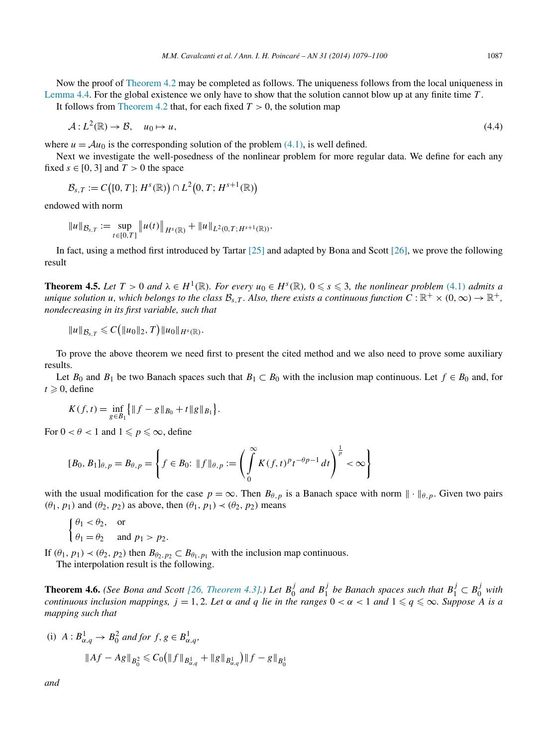Now the proof of Theorem 4.2 may be completed as follows. The uniqueness follows from the local uniqueness in Lemma 4.4. For the global existence we only have to show that the solution cannot blow up at any finite time $T$.

It follows from Theorem 4.2 that, for each fixed $T > 0$, the solution map

$$\mathcal{A} : L^2(\mathbb{R}) \to \mathcal{B}, \quad u_0 \mapsto u, \tag{4.4}$$

where $u = \mathcal{A}u_0$ is the corresponding solution of the problem (4.1), is well defined.

Next we investigate the well-posedness of the nonlinear problem for more regular data. We define for each any fixed $s \in [0, 3]$ and $T > 0$ the space

$$\mathcal{B}_{s,T} := C\big([0, T]; H^s(\mathbb{R})\big) \cap L^2\big(0, T; H^{s+1}(\mathbb{R})\big)$$

endowed with norm

$$\|u\|_{\mathcal{B}_{s,T}} := \sup_{t \in [0,T]} \big\|u(t)\big\|_{H^s(\mathbb{R})} + \|u\|_{L^2(0,T;H^{s+1}(\mathbb{R}))}.$$

In fact, using a method first introduced by Tartar [25] and adapted by Bona and Scott [26], we prove the following result

**Theorem 4.5.** *Let $T > 0$ and $\lambda \in H^1(\mathbb{R})$. For every $u_0 \in H^s(\mathbb{R})$, $0 \leqslant s \leqslant 3$, the nonlinear problem (4.1) admits a unique solution $u$, which belongs to the class $\mathcal{B}_{s,T}$. Also, there exists a continuous function $C : \mathbb{R}^+ \times (0, \infty) \to \mathbb{R}^+$, nondecreasing in its first variable, such that*

$$\|u\|_{\mathcal{B}_{s,T}} \leqslant C\big(\|u_0\|_2, T\big)\|u_0\|_{H^s(\mathbb{R})}.$$

To prove the above theorem we need first to present the cited method and we also need to prove some auxiliary results.

Let $B_0$ and $B_1$ be two Banach spaces such that $B_1 \subset B_0$ with the inclusion map continuous. Let $f \in B_0$ and, for $t \geqslant 0$, define

$$K(f, t) = \inf_{g \in B_1} \big\{\|f - g\|_{B_0} + t\|g\|_{B_1}\big\}.$$

For $0 < \theta < 1$ and $1 \leqslant p \leqslant \infty$, define

$$[B_0, B_1]_{\theta,p} = B_{\theta,p} = \left\{ f \in B_0 \colon \|f\|_{\theta,p} := \left( \int_0^\infty K(f, t)^p t^{-\theta p - 1} \, dt \right)^{\frac{1}{p}} < \infty \right\}$$

with the usual modification for the case $p = \infty$. Then $B_{\theta,p}$ is a Banach space with norm $\|\cdot\|_{\theta,p}$. Given two pairs $(\theta_1, p_1)$ and $(\theta_2, p_2)$ as above, then $(\theta_1, p_1) \prec (\theta_2, p_2)$ means

$$\begin{cases} \theta_1 < \theta_2, & \text{or} \\ \theta_1 = \theta_2 & \text{and } p_1 > p_2. \end{cases}$$

If $(\theta_1, p_1) \prec (\theta_2, p_2)$ then $B_{\theta_2,p_2} \subset B_{\theta_1,p_1}$ with the inclusion map continuous.

The interpolation result is the following.

**Theorem 4.6.** *(See Bona and Scott [26, Theorem 4.3].) Let $B_0^j$ and $B_1^j$ be Banach spaces such that $B_1^j \subset B_0^j$ with continuous inclusion mappings, $j = 1, 2$. Let $\alpha$ and $q$ lie in the ranges $0 < \alpha < 1$ and $1 \leqslant q \leqslant \infty$. Suppose $A$ is a mapping such that*

(i) *$A : B_{\alpha,q}^1 \to B_0^2$ and for $f, g \in B_{\alpha,q}^1$,*

$$\|Af - Ag\|_{B_0^2} \leqslant C_0\big(\|f\|_{B_{\alpha,q}^1} + \|g\|_{B_{\alpha,q}^1}\big)\|f - g\|_{B_0^1}$$

*and*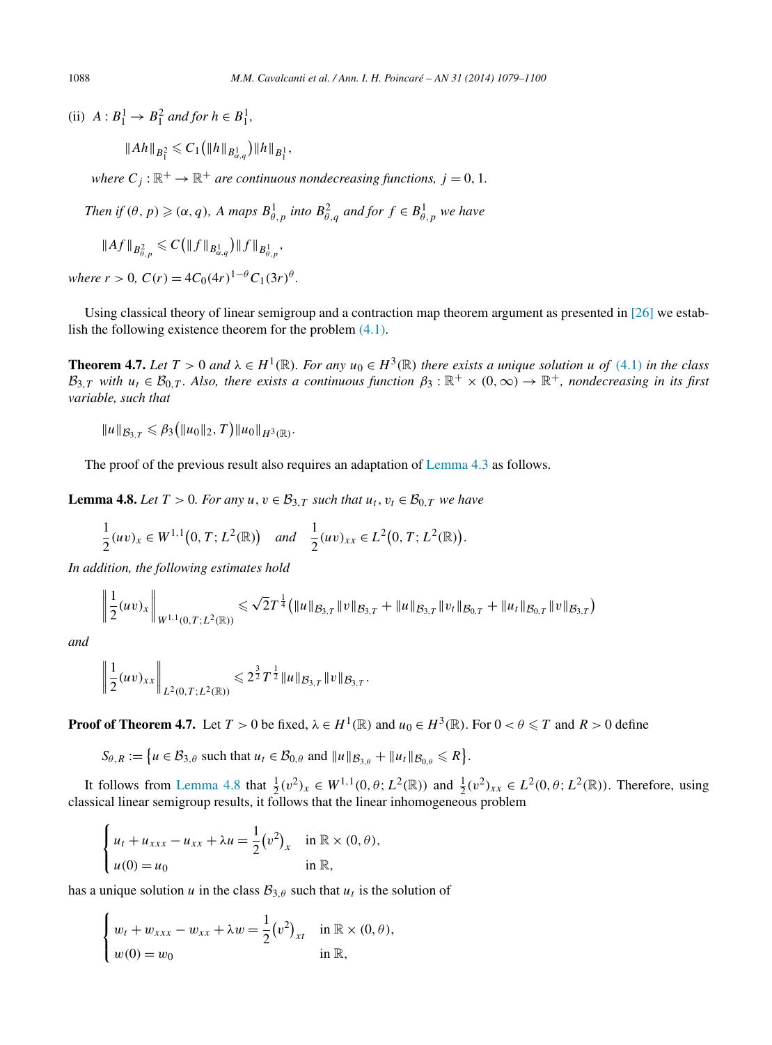(ii) $A : B_1^1 \to B_1^2$ *and for* $h \in B_1^1$,

$$\|Ah\|_{B_1^2} \leqslant C_1\big(\|h\|_{B_{\alpha,q}^1}\big)\|h\|_{B_1^1},$$

*where* $C_j : \mathbb{R}^+ \to \mathbb{R}^+$ *are continuous nondecreasing functions,* $j = 0, 1$.

*Then if* $(\theta, p) \geqslant (\alpha, q)$*,* $A$ *maps* $B_{\theta,p}^1$ *into* $B_{\theta,q}^2$ *and for* $f \in B_{\theta,p}^1$ *we have*

$$\|Af\|_{B_{\theta,p}^2} \leqslant C\big(\|f\|_{B_{\alpha,q}^1}\big)\|f\|_{B_{\theta,p}^1},$$

*where* $r > 0$, $C(r) = 4C_0(4r)^{1-\theta}C_1(3r)^{\theta}$.

Using classical theory of linear semigroup and a contraction map theorem argument as presented in [26] we establish the following existence theorem for the problem (4.1).

**Theorem 4.7.** *Let* $T > 0$ *and* $\lambda \in H^1(\mathbb{R})$*. For any* $u_0 \in H^3(\mathbb{R})$ *there exists a unique solution* $u$ *of* (4.1) *in the class* $\mathcal{B}_{3,T}$ *with* $u_t \in \mathcal{B}_{0,T}$*. Also, there exists a continuous function* $\beta_3 : \mathbb{R}^+ \times (0, \infty) \to \mathbb{R}^+$*, nondecreasing in its first variable, such that*

$$\|u\|_{\mathcal{B}_{3,T}} \leqslant \beta_3\big(\|u_0\|_2, T\big)\|u_0\|_{H^3(\mathbb{R})}.$$

The proof of the previous result also requires an adaptation of Lemma 4.3 as follows.

**Lemma 4.8.** *Let* $T > 0$*. For any* $u, v \in \mathcal{B}_{3,T}$ *such that* $u_t, v_t \in \mathcal{B}_{0,T}$ *we have*

$$\frac{1}{2}(uv)_x \in W^{1,1}\big(0, T; L^2(\mathbb{R})\big) \quad \text{and} \quad \frac{1}{2}(uv)_{xx} \in L^2\big(0, T; L^2(\mathbb{R})\big).$$

*In addition, the following estimates hold*

$$\left\|\frac{1}{2}(uv)_x\right\|_{W^{1,1}(0,T;L^2(\mathbb{R}))} \leqslant \sqrt{2}T^{\frac{1}{4}}\big(\|u\|_{\mathcal{B}_{3,T}}\|v\|_{\mathcal{B}_{3,T}} + \|u\|_{\mathcal{B}_{3,T}}\|v_t\|_{\mathcal{B}_{0,T}} + \|u_t\|_{\mathcal{B}_{0,T}}\|v\|_{\mathcal{B}_{3,T}}\big)$$

*and*

$$\left\|\frac{1}{2}(uv)_{xx}\right\|_{L^2(0,T;L^2(\mathbb{R}))} \leqslant 2^{\frac{3}{2}}T^{\frac{1}{2}}\|u\|_{\mathcal{B}_{3,T}}\|v\|_{\mathcal{B}_{3,T}}.$$

**Proof of Theorem 4.7.** Let $T > 0$ be fixed, $\lambda \in H^1(\mathbb{R})$ and $u_0 \in H^3(\mathbb{R})$. For $0 < \theta \leqslant T$ and $R > 0$ define

$$S_{\theta,R} := \big\{u \in \mathcal{B}_{3,\theta} \text{ such that } u_t \in \mathcal{B}_{0,\theta} \text{ and } \|u\|_{\mathcal{B}_{3,\theta}} + \|u_t\|_{\mathcal{B}_{0,\theta}} \leqslant R\big\}.$$

It follows from Lemma 4.8 that $\frac{1}{2}(v^2)_x \in W^{1,1}(0, \theta; L^2(\mathbb{R}))$ and $\frac{1}{2}(v^2)_{xx} \in L^2(0, \theta; L^2(\mathbb{R}))$. Therefore, using classical linear semigroup results, it follows that the linear inhomogeneous problem

$$\begin{cases} u_t + u_{xxx} - u_{xx} + \lambda u = \dfrac{1}{2}\big(v^2\big)_x & \text{in } \mathbb{R} \times (0, \theta), \\ u(0) = u_0 & \text{in } \mathbb{R}, \end{cases}$$

has a unique solution $u$ in the class $\mathcal{B}_{3,\theta}$ such that $u_t$ is the solution of

$$\begin{cases} w_t + w_{xxx} - w_{xx} + \lambda w = \dfrac{1}{2}\big(v^2\big)_{xt} & \text{in } \mathbb{R} \times (0, \theta), \\ w(0) = w_0 & \text{in } \mathbb{R}, \end{cases}$$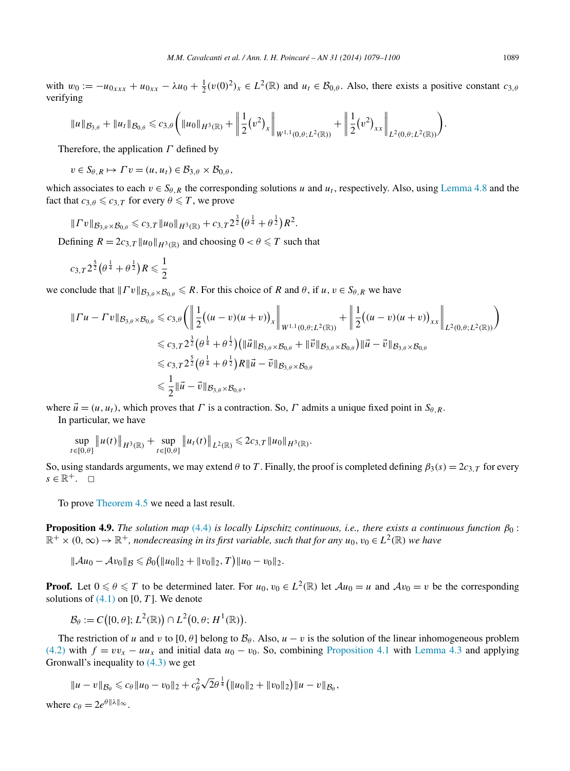with $w_0 := -u_{0xxx} + u_{0xx} - \lambda u_0 + \frac{1}{2}(v(0)^2)_x \in L^2(\mathbb{R})$ and $u_t \in \mathcal{B}_{0,\theta}$. Also, there exists a positive constant $c_{3,\theta}$ verifying

$$\|u\|_{\mathcal{B}_{3,\theta}} + \|u_t\|_{\mathcal{B}_{0,\theta}} \leqslant c_{3,\theta}\left(\|u_0\|_{H^3(\mathbb{R})} + \left\|\frac{1}{2}\left(v^2\right)_x\right\|_{W^{1,1}(0,\theta;L^2(\mathbb{R}))} + \left\|\frac{1}{2}\left(v^2\right)_{xx}\right\|_{L^2(0,\theta;L^2(\mathbb{R}))}\right).$$

Therefore, the application $\Gamma$ defined by

$$v \in S_{\theta,R} \mapsto \Gamma v = (u, u_t) \in \mathcal{B}_{3,\theta} \times \mathcal{B}_{0,\theta},$$

which associates to each $v \in S_{\theta,R}$ the corresponding solutions $u$ and $u_t$, respectively. Also, using Lemma 4.8 and the fact that $c_{3,\theta} \leqslant c_{3,T}$ for every $\theta \leqslant T$, we prove

$$\|\Gamma v\|_{\mathcal{B}_{3,\theta}\times\mathcal{B}_{0,\theta}} \leqslant c_{3,T}\|u_0\|_{H^3(\mathbb{R})} + c_{3,T}2^{\frac{3}{2}}\left(\theta^{\frac{1}{4}} + \theta^{\frac{1}{2}}\right)R^2.$$

Defining $R = 2c_{3,T}\|u_0\|_{H^3(\mathbb{R})}$ and choosing $0 < \theta \leqslant T$ such that

$$c_{3,T}2^{\frac{5}{2}}\left(\theta^{\frac{1}{4}} + \theta^{\frac{1}{2}}\right)R \leqslant \frac{1}{2}$$

we conclude that $\|\Gamma v\|_{\mathcal{B}_{3,\theta}\times\mathcal{B}_{0,\theta}} \leqslant R$. For this choice of $R$ and $\theta$, if $u, v \in S_{\theta,R}$ we have

$$\begin{aligned}
\|\Gamma u - \Gamma v\|_{\mathcal{B}_{3,\theta}\times\mathcal{B}_{0,\theta}} &\leqslant c_{3,\theta}\left(\left\|\frac{1}{2}\left((u-v)(u+v)\right)_x\right\|_{W^{1,1}(0,\theta;L^2(\mathbb{R}))} + \left\|\frac{1}{2}\left((u-v)(u+v)\right)_{xx}\right\|_{L^2(0,\theta;L^2(\mathbb{R}))}\right) \\
&\leqslant c_{3,T}2^{\frac{3}{2}}\left(\theta^{\frac{1}{4}} + \theta^{\frac{1}{2}}\right)\left(\|\vec{u}\|_{\mathcal{B}_{3,\theta}\times\mathcal{B}_{0,\theta}} + \|\vec{v}\|_{\mathcal{B}_{3,\theta}\times\mathcal{B}_{0,\theta}}\right)\|\vec{u} - \vec{v}\|_{\mathcal{B}_{3,\theta}\times\mathcal{B}_{0,\theta}} \\
&\leqslant c_{3,T}2^{\frac{5}{2}}\left(\theta^{\frac{1}{4}} + \theta^{\frac{1}{2}}\right)R\|\vec{u} - \vec{v}\|_{\mathcal{B}_{3,\theta}\times\mathcal{B}_{0,\theta}} \\
&\leqslant \frac{1}{2}\|\vec{u} - \vec{v}\|_{\mathcal{B}_{3,\theta}\times\mathcal{B}_{0,\theta}},
\end{aligned}$$

where $\vec{u} = (u, u_t)$, which proves that $\Gamma$ is a contraction. So, $\Gamma$ admits a unique fixed point in $S_{\theta,R}$.

In particular, we have

$$\sup_{t\in[0,\theta]}\left\|u(t)\right\|_{H^3(\mathbb{R})} + \sup_{t\in[0,\theta]}\left\|u_t(t)\right\|_{L^2(\mathbb{R})} \leqslant 2c_{3,T}\|u_0\|_{H^3(\mathbb{R})}.$$

So, using standards arguments, we may extend $\theta$ to $T$. Finally, the proof is completed defining $\beta_3(s) = 2c_{3,T}$ for every $s \in \mathbb{R}^+$. $\square$

To prove Theorem 4.5 we need a last result.

**Proposition 4.9.** *The solution map (4.4) is locally Lipschitz continuous, i.e., there exists a continuous function $\beta_0 : \mathbb{R}^+ \times (0,\infty) \to \mathbb{R}^+$, nondecreasing in its first variable, such that for any $u_0, v_0 \in L^2(\mathbb{R})$ we have*

$$\|\mathcal{A}u_0 - \mathcal{A}v_0\|_{\mathcal{B}} \leqslant \beta_0\left(\|u_0\|_2 + \|v_0\|_2, T\right)\|u_0 - v_0\|_2.$$

**Proof.** Let $0 \leqslant \theta \leqslant T$ to be determined later. For $u_0, v_0 \in L^2(\mathbb{R})$ let $\mathcal{A}u_0 = u$ and $\mathcal{A}v_0 = v$ be the corresponding solutions of (4.1) on $[0,T]$. We denote

$$\mathcal{B}_\theta := C\left([0,\theta]; L^2(\mathbb{R})\right) \cap L^2\left(0,\theta; H^1(\mathbb{R})\right).$$

The restriction of $u$ and $v$ to $[0,\theta]$ belong to $\mathcal{B}_\theta$. Also, $u - v$ is the solution of the linear inhomogeneous problem (4.2) with $f = vv_x - uu_x$ and initial data $u_0 - v_0$. So, combining Proposition 4.1 with Lemma 4.3 and applying Gronwall's inequality to (4.3) we get

$$\|u - v\|_{\mathcal{B}_\theta} \leqslant c_\theta\|u_0 - v_0\|_2 + c_\theta^2\sqrt{2}\theta^{\frac{1}{4}}\left(\|u_0\|_2 + \|v_0\|_2\right)\|u - v\|_{\mathcal{B}_\theta},$$

where $c_\theta = 2e^{\theta\|\lambda\|_\infty}$.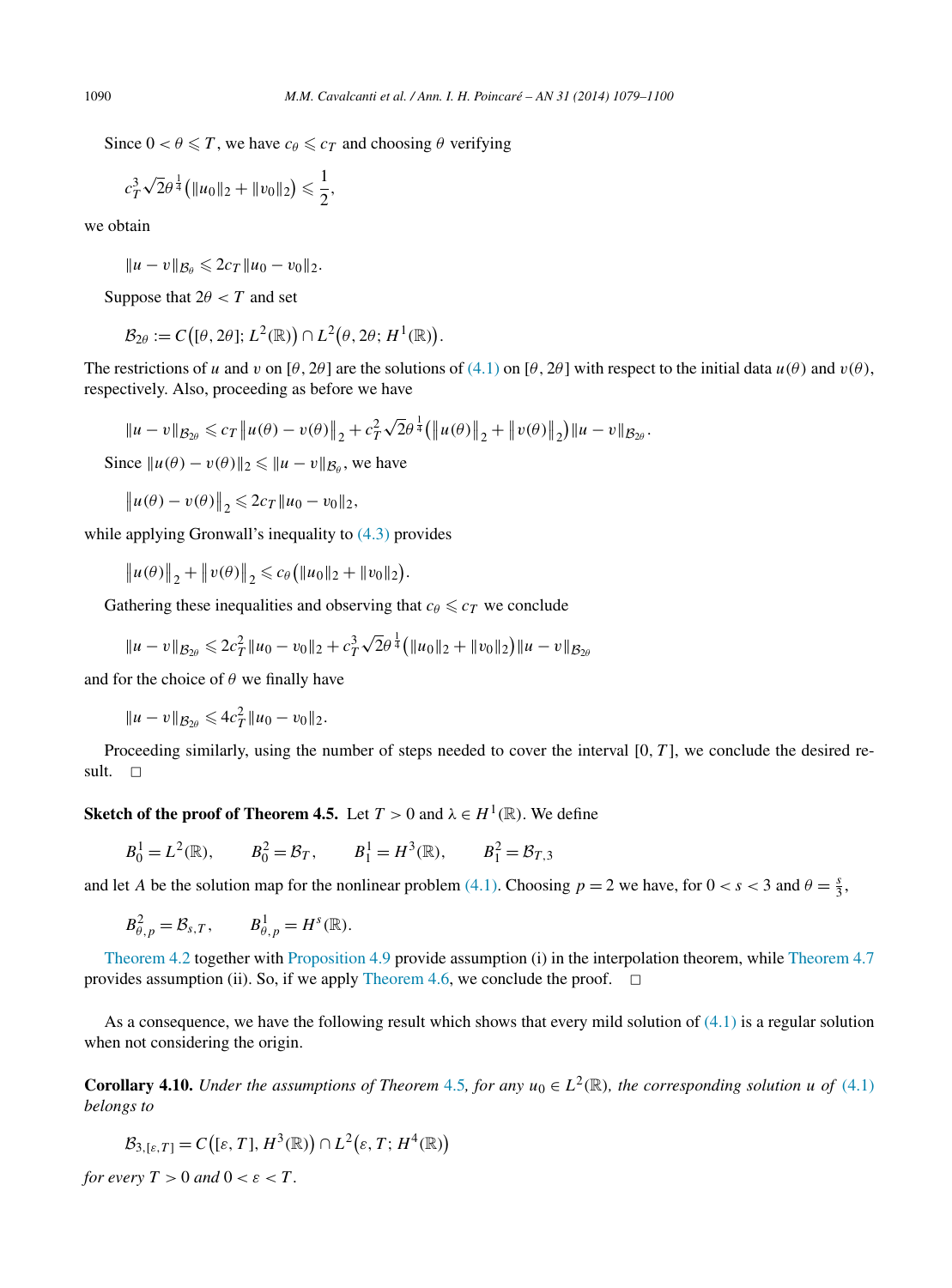Since $0 < \theta \leqslant T$, we have $c_\theta \leqslant c_T$ and choosing $\theta$ verifying

$$c_T^3 \sqrt{2} \theta^{\frac{1}{4}} \left( \|u_0\|_2 + \|v_0\|_2 \right) \leqslant \frac{1}{2},$$

we obtain

$$\|u - v\|_{\mathcal{B}_\theta} \leqslant 2 c_T \|u_0 - v_0\|_2.$$

Suppose that $2\theta < T$ and set

$$\mathcal{B}_{2\theta} := C\big([\theta, 2\theta]; L^2(\mathbb{R})\big) \cap L^2\big(\theta, 2\theta; H^1(\mathbb{R})\big).$$

The restrictions of $u$ and $v$ on $[\theta, 2\theta]$ are the solutions of (4.1) on $[\theta, 2\theta]$ with respect to the initial data $u(\theta)$ and $v(\theta)$, respectively. Also, proceeding as before we have

$$\|u - v\|_{\mathcal{B}_{2\theta}} \leqslant c_T \big\| u(\theta) - v(\theta) \big\|_2 + c_T^2 \sqrt{2} \theta^{\frac{1}{4}} \big( \big\| u(\theta) \big\|_2 + \big\| v(\theta) \big\|_2 \big) \|u - v\|_{\mathcal{B}_{2\theta}}.$$

Since $\|u(\theta) - v(\theta)\|_2 \leqslant \|u - v\|_{\mathcal{B}_\theta}$, we have

$$\big\| u(\theta) - v(\theta) \big\|_2 \leqslant 2 c_T \|u_0 - v_0\|_2,$$

while applying Gronwall's inequality to (4.3) provides

$$\big\| u(\theta) \big\|_2 + \big\| v(\theta) \big\|_2 \leqslant c_\theta \big( \|u_0\|_2 + \|v_0\|_2 \big).$$

Gathering these inequalities and observing that $c_\theta \leqslant c_T$ we conclude

$$\|u - v\|_{\mathcal{B}_{2\theta}} \leqslant 2 c_T^2 \|u_0 - v_0\|_2 + c_T^3 \sqrt{2} \theta^{\frac{1}{4}} \big( \|u_0\|_2 + \|v_0\|_2 \big) \|u - v\|_{\mathcal{B}_{2\theta}}$$

and for the choice of $\theta$ we finally have

$$\|u - v\|_{\mathcal{B}_{2\theta}} \leqslant 4 c_T^2 \|u_0 - v_0\|_2.$$

Proceeding similarly, using the number of steps needed to cover the interval $[0, T]$, we conclude the desired result. $\square$

**Sketch of the proof of Theorem 4.5.** Let $T > 0$ and $\lambda \in H^1(\mathbb{R})$. We define

$$B_0^1 = L^2(\mathbb{R}), \qquad B_0^2 = \mathcal{B}_T, \qquad B_1^1 = H^3(\mathbb{R}), \qquad B_1^2 = \mathcal{B}_{T,3}$$

and let $A$ be the solution map for the nonlinear problem (4.1). Choosing $p = 2$ we have, for $0 < s < 3$ and $\theta = \frac{s}{3}$,

$$B_{\theta,p}^2 = \mathcal{B}_{s,T}, \qquad B_{\theta,p}^1 = H^s(\mathbb{R}).$$

Theorem 4.2 together with Proposition 4.9 provide assumption (i) in the interpolation theorem, while Theorem 4.7 provides assumption (ii). So, if we apply Theorem 4.6, we conclude the proof. $\square$

As a consequence, we have the following result which shows that every mild solution of (4.1) is a regular solution when not considering the origin.

**Corollary 4.10.** *Under the assumptions of Theorem 4.5, for any $u_0 \in L^2(\mathbb{R})$, the corresponding solution $u$ of (4.1) belongs to*

$$\mathcal{B}_{3,[\varepsilon,T]} = C\big([\varepsilon, T], H^3(\mathbb{R})\big) \cap L^2\big(\varepsilon, T; H^4(\mathbb{R})\big)$$

*for every $T > 0$ and $0 < \varepsilon < T$.*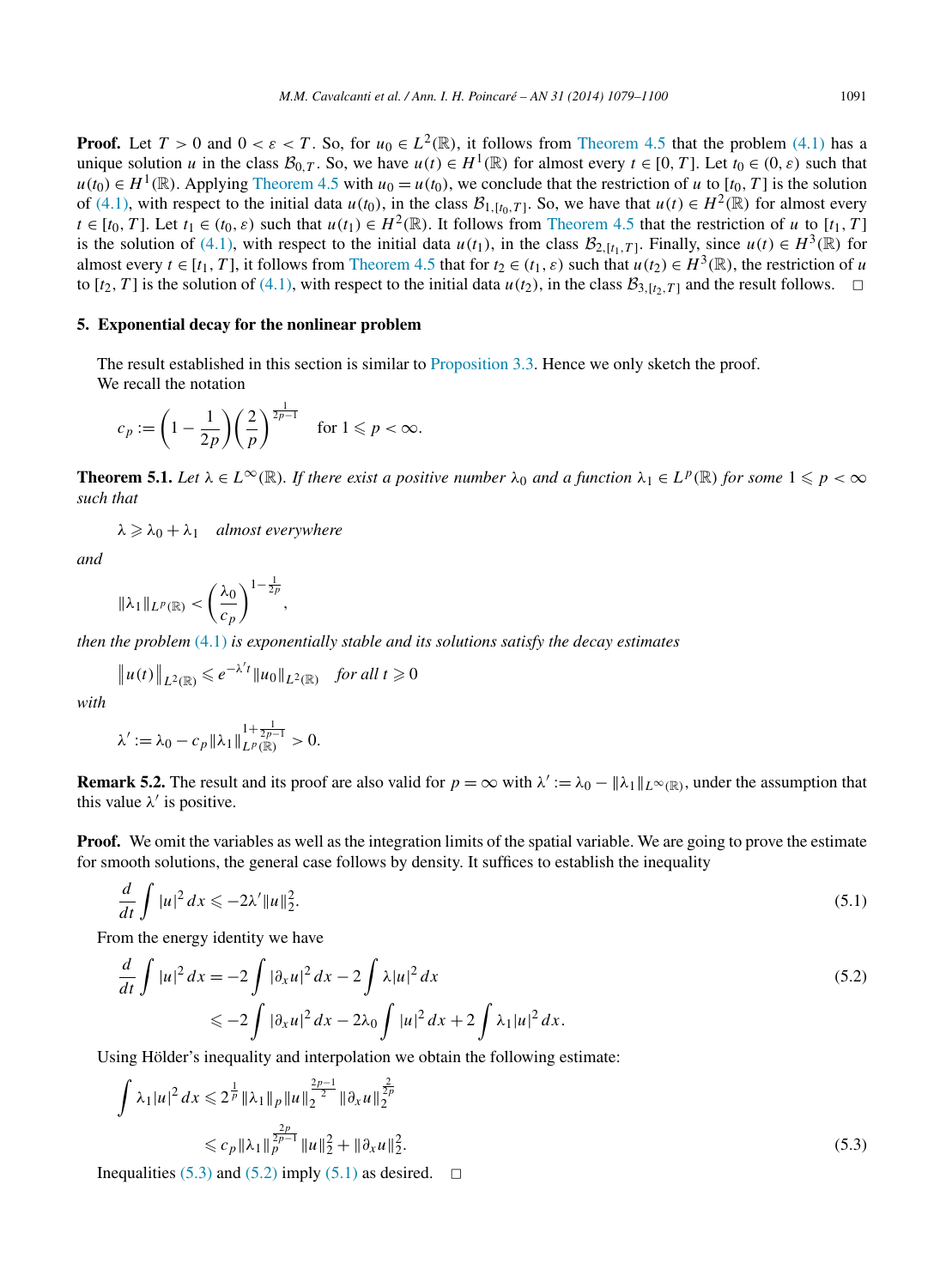**Proof.** Let $T > 0$ and $0 < \varepsilon < T$. So, for $u_0 \in L^2(\mathbb{R})$, it follows from Theorem 4.5 that the problem (4.1) has a unique solution $u$ in the class $\mathcal{B}_{0,T}$. So, we have $u(t) \in H^1(\mathbb{R})$ for almost every $t \in [0, T]$. Let $t_0 \in (0, \varepsilon)$ such that $u(t_0) \in H^1(\mathbb{R})$. Applying Theorem 4.5 with $u_0 = u(t_0)$, we conclude that the restriction of $u$ to $[t_0, T]$ is the solution of (4.1), with respect to the initial data $u(t_0)$, in the class $\mathcal{B}_{1,[t_0,T]}$. So, we have that $u(t) \in H^2(\mathbb{R})$ for almost every $t \in [t_0, T]$. Let $t_1 \in (t_0, \varepsilon)$ such that $u(t_1) \in H^2(\mathbb{R})$. It follows from Theorem 4.5 that the restriction of $u$ to $[t_1, T]$ is the solution of (4.1), with respect to the initial data $u(t_1)$, in the class $\mathcal{B}_{2,[t_1,T]}$. Finally, since $u(t) \in H^3(\mathbb{R})$ for almost every $t \in [t_1, T]$, it follows from Theorem 4.5 that for $t_2 \in (t_1, \varepsilon)$ such that $u(t_2) \in H^3(\mathbb{R})$, the restriction of $u$ to $[t_2, T]$ is the solution of (4.1), with respect to the initial data $u(t_2)$, in the class $\mathcal{B}_{3,[t_2,T]}$ and the result follows. $\square$

## 5. Exponential decay for the nonlinear problem

The result established in this section is similar to Proposition 3.3. Hence we only sketch the proof.

We recall the notation

$$c_p := \left(1 - \frac{1}{2p}\right)\left(\frac{2}{p}\right)^{\frac{1}{2p-1}} \quad \text{for } 1 \leqslant p < \infty.$$

**Theorem 5.1.** *Let $\lambda \in L^\infty(\mathbb{R})$. If there exist a positive number $\lambda_0$ and a function $\lambda_1 \in L^p(\mathbb{R})$ for some $1 \leqslant p < \infty$ such that*

$$\lambda \geqslant \lambda_0 + \lambda_1 \quad \textit{almost everywhere}$$

*and*

$$\|\lambda_1\|_{L^p(\mathbb{R})} < \left(\frac{\lambda_0}{c_p}\right)^{1-\frac{1}{2p}},$$

*then the problem (4.1) is exponentially stable and its solutions satisfy the decay estimates*

$$\|u(t)\|_{L^2(\mathbb{R})} \leqslant e^{-\lambda' t}\|u_0\|_{L^2(\mathbb{R})} \quad \textit{for all } t \geqslant 0$$

*with*

$$\lambda' := \lambda_0 - c_p\|\lambda_1\|_{L^p(\mathbb{R})}^{1+\frac{1}{2p-1}} > 0.$$

**Remark 5.2.** The result and its proof are also valid for $p = \infty$ with $\lambda' := \lambda_0 - \|\lambda_1\|_{L^\infty(\mathbb{R})}$, under the assumption that this value $\lambda'$ is positive.

**Proof.** We omit the variables as well as the integration limits of the spatial variable. We are going to prove the estimate for smooth solutions, the general case follows by density. It suffices to establish the inequality

$$\frac{d}{dt}\int |u|^2\,dx \leqslant -2\lambda'\|u\|_2^2. \tag{5.1}$$

From the energy identity we have

$$\begin{aligned}\frac{d}{dt}\int |u|^2\,dx &= -2\int |\partial_x u|^2\,dx - 2\int \lambda|u|^2\,dx \\ &\leqslant -2\int |\partial_x u|^2\,dx - 2\lambda_0\int |u|^2\,dx + 2\int \lambda_1|u|^2\,dx.\end{aligned} \tag{5.2}$$

Using Hölder's inequality and interpolation we obtain the following estimate:

$$\begin{aligned}\int \lambda_1|u|^2\,dx &\leqslant 2^{\frac{1}{p}}\|\lambda_1\|_p\|u\|_2^{\frac{2p-1}{2}}\|\partial_x u\|_2^{\frac{2}{2p}} \\ &\leqslant c_p\|\lambda_1\|_p^{\frac{2p}{2p-1}}\|u\|_2^2 + \|\partial_x u\|_2^2.\end{aligned} \tag{5.3}$$

Inequalities (5.3) and (5.2) imply (5.1) as desired. $\square$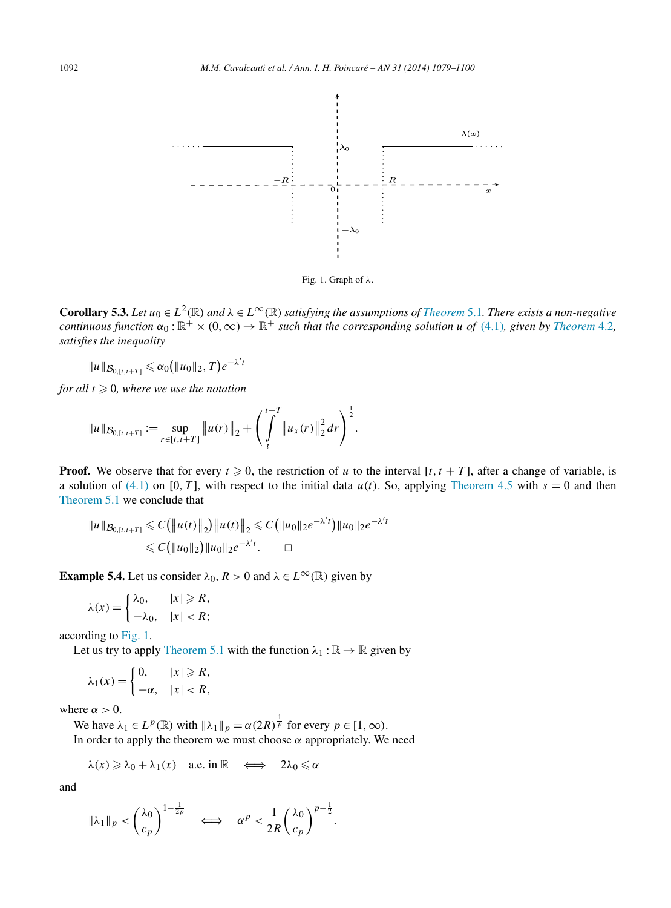Fig. 1. Graph of λ.

**Corollary 5.3.** *Let $u_0 \in L^2(\mathbb{R})$ and $\lambda \in L^\infty(\mathbb{R})$ satisfying the assumptions of Theorem 5.1. There exists a non-negative continuous function $\alpha_0 : \mathbb{R}^+ \times (0,\infty) \to \mathbb{R}^+$ such that the corresponding solution $u$ of (4.1), given by Theorem 4.2, satisfies the inequality*

$$\|u\|_{\mathcal{B}_{0,[t,t+T]}} \leqslant \alpha_0\big(\|u_0\|_2, T\big)e^{-\lambda' t}$$

*for all $t \geqslant 0$, where we use the notation*

$$\|u\|_{\mathcal{B}_{0,[t,t+T]}} := \sup_{r\in[t,t+T]} \big\|u(r)\big\|_2 + \left(\int_t^{t+T} \big\|u_x(r)\big\|_2^2\,dr\right)^{\frac{1}{2}}.$$

**Proof.** We observe that for every $t \geqslant 0$, the restriction of $u$ to the interval $[t, t+T]$, after a change of variable, is a solution of (4.1) on $[0, T]$, with respect to the initial data $u(t)$. So, applying Theorem 4.5 with $s = 0$ and then Theorem 5.1 we conclude that

$$\begin{aligned}\|u\|_{\mathcal{B}_{0,[t,t+T]}} &\leqslant C\big(\big\|u(t)\big\|_2\big)\big\|u(t)\big\|_2 \leqslant C\big(\|u_0\|_2 e^{-\lambda' t}\big)\|u_0\|_2 e^{-\lambda' t}\\ &\leqslant C\big(\|u_0\|_2\big)\|u_0\|_2 e^{-\lambda' t}. \qquad \square\end{aligned}$$

**Example 5.4.** Let us consider $\lambda_0, R > 0$ and $\lambda \in L^\infty(\mathbb{R})$ given by

$$\lambda(x) = \begin{cases} \lambda_0, & |x| \geqslant R,\\ -\lambda_0, & |x| < R;\end{cases}$$

according to Fig. 1.

Let us try to apply Theorem 5.1 with the function $\lambda_1 : \mathbb{R} \to \mathbb{R}$ given by

$$\lambda_1(x) = \begin{cases} 0, & |x| \geqslant R,\\ -\alpha, & |x| < R,\end{cases}$$

where $\alpha > 0$.

We have $\lambda_1 \in L^p(\mathbb{R})$ with $\|\lambda_1\|_p = \alpha(2R)^{\frac{1}{p}}$ for every $p \in [1,\infty)$.

In order to apply the theorem we must choose $\alpha$ appropriately. We need

$$\lambda(x) \geqslant \lambda_0 + \lambda_1(x) \quad \text{a.e. in } \mathbb{R} \quad \Longleftrightarrow \quad 2\lambda_0 \leqslant \alpha$$

and

$$\|\lambda_1\|_p < \left(\frac{\lambda_0}{c_p}\right)^{1-\frac{1}{2p}} \quad \Longleftrightarrow \quad \alpha^p < \frac{1}{2R}\left(\frac{\lambda_0}{c_p}\right)^{p-\frac{1}{2}}.$$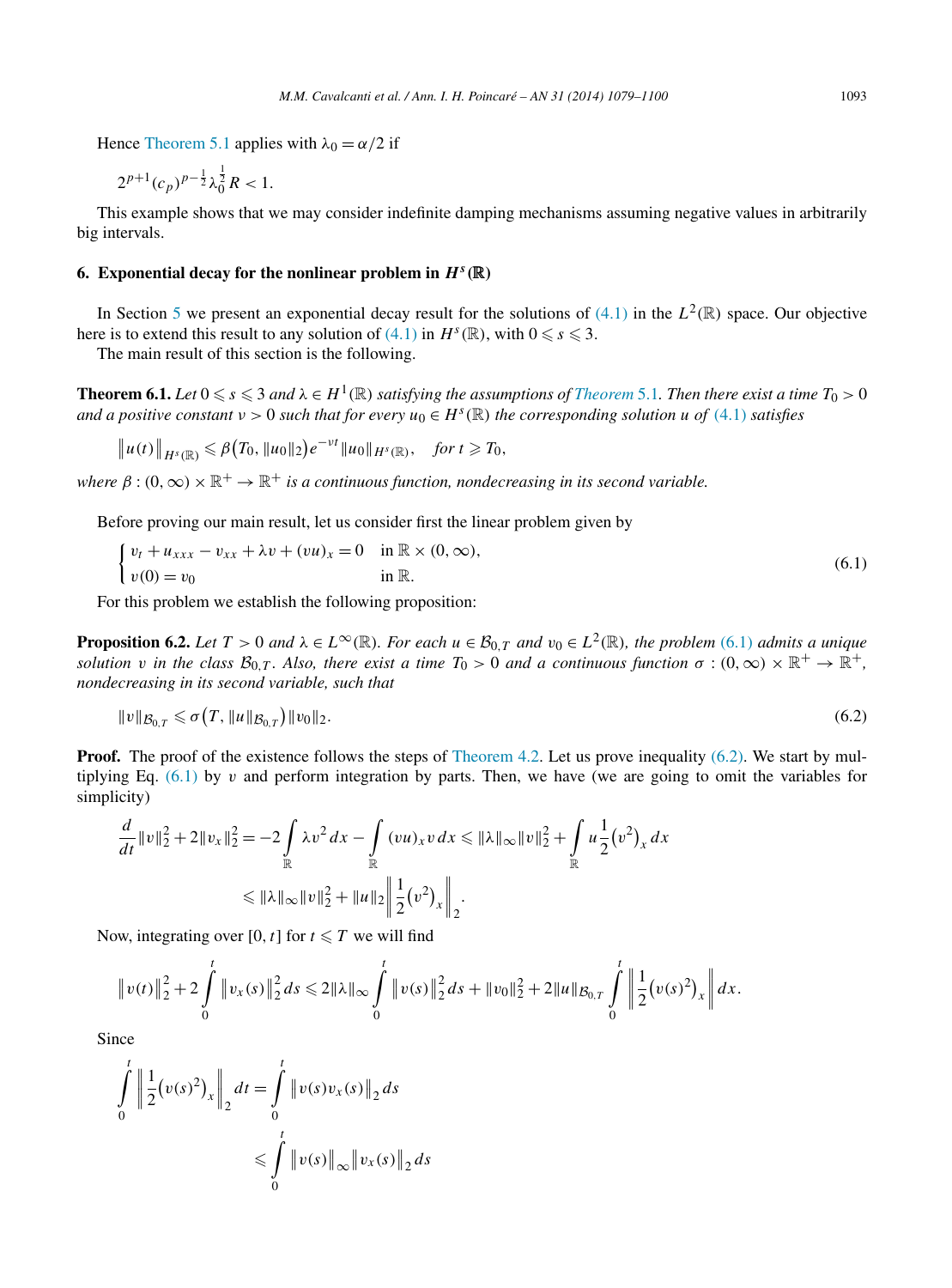Hence Theorem 5.1 applies with $\lambda_0 = \alpha/2$ if

$$2^{p+1}(c_p)^{p-\frac{1}{2}}\lambda_0^{\frac{1}{2}}R < 1.$$

This example shows that we may consider indefinite damping mechanisms assuming negative values in arbitrarily big intervals.

## 6. Exponential decay for the nonlinear problem in $H^s(\mathbb{R})$

In Section 5 we present an exponential decay result for the solutions of (4.1) in the $L^2(\mathbb{R})$ space. Our objective here is to extend this result to any solution of (4.1) in $H^s(\mathbb{R})$, with $0 \leqslant s \leqslant 3$.

The main result of this section is the following.

**Theorem 6.1.** *Let $0 \leqslant s \leqslant 3$ and $\lambda \in H^1(\mathbb{R})$ satisfying the assumptions of Theorem 5.1. Then there exist a time $T_0 > 0$ and a positive constant $\nu > 0$ such that for every $u_0 \in H^s(\mathbb{R})$ the corresponding solution $u$ of (4.1) satisfies*

$$\|u(t)\|_{H^s(\mathbb{R})} \leqslant \beta(T_0, \|u_0\|_2)e^{-\nu t}\|u_0\|_{H^s(\mathbb{R})}, \quad \text{for } t \geqslant T_0,$$

*where $\beta : (0,\infty)\times\mathbb{R}^+ \to \mathbb{R}^+$ is a continuous function, nondecreasing in its second variable.*

Before proving our main result, let us consider first the linear problem given by

$$\begin{cases} v_t + u_{xxx} - v_{xx} + \lambda v + (vu)_x = 0 & \text{in } \mathbb{R}\times(0,\infty), \\ v(0) = v_0 & \text{in } \mathbb{R}. \end{cases} \tag{6.1}$$

For this problem we establish the following proposition:

**Proposition 6.2.** *Let $T > 0$ and $\lambda \in L^\infty(\mathbb{R})$. For each $u \in \mathcal{B}_{0,T}$ and $v_0 \in L^2(\mathbb{R})$, the problem (6.1) admits a unique solution $v$ in the class $\mathcal{B}_{0,T}$. Also, there exist a time $T_0 > 0$ and a continuous function $\sigma : (0,\infty)\times\mathbb{R}^+ \to \mathbb{R}^+$, nondecreasing in its second variable, such that*

$$\|v\|_{\mathcal{B}_{0,T}} \leqslant \sigma(T, \|u\|_{\mathcal{B}_{0,T}})\|v_0\|_2. \tag{6.2}$$

**Proof.** The proof of the existence follows the steps of Theorem 4.2. Let us prove inequality (6.2). We start by multiplying Eq. (6.1) by $v$ and perform integration by parts. Then, we have (we are going to omit the variables for simplicity)

$$\begin{aligned} \frac{d}{dt}\|v\|_2^2 + 2\|v_x\|_2^2 &= -2\int_{\mathbb{R}} \lambda v^2\,dx - \int_{\mathbb{R}} (vu)_x v\,dx \leqslant \|\lambda\|_\infty\|v\|_2^2 + \int_{\mathbb{R}} u\frac{1}{2}(v^2)_x\,dx \\ &\leqslant \|\lambda\|_\infty\|v\|_2^2 + \|u\|_2\left\|\frac{1}{2}(v^2)_x\right\|_2. \end{aligned}$$

Now, integrating over $[0,t]$ for $t \leqslant T$ we will find

$$\|v(t)\|_2^2 + 2\int_0^t \|v_x(s)\|_2^2\,ds \leqslant 2\|\lambda\|_\infty\int_0^t \|v(s)\|_2^2\,ds + \|v_0\|_2^2 + 2\|u\|_{\mathcal{B}_{0,T}}\int_0^t \left\|\frac{1}{2}(v(s)^2)_x\right\|\,dx.$$

Since

$$\begin{aligned} \int_0^t \left\|\frac{1}{2}(v(s)^2)_x\right\|_2\,dt &= \int_0^t \|v(s)v_x(s)\|_2\,ds \\ &\leqslant \int_0^t \|v(s)\|_\infty\|v_x(s)\|_2\,ds \end{aligned}$$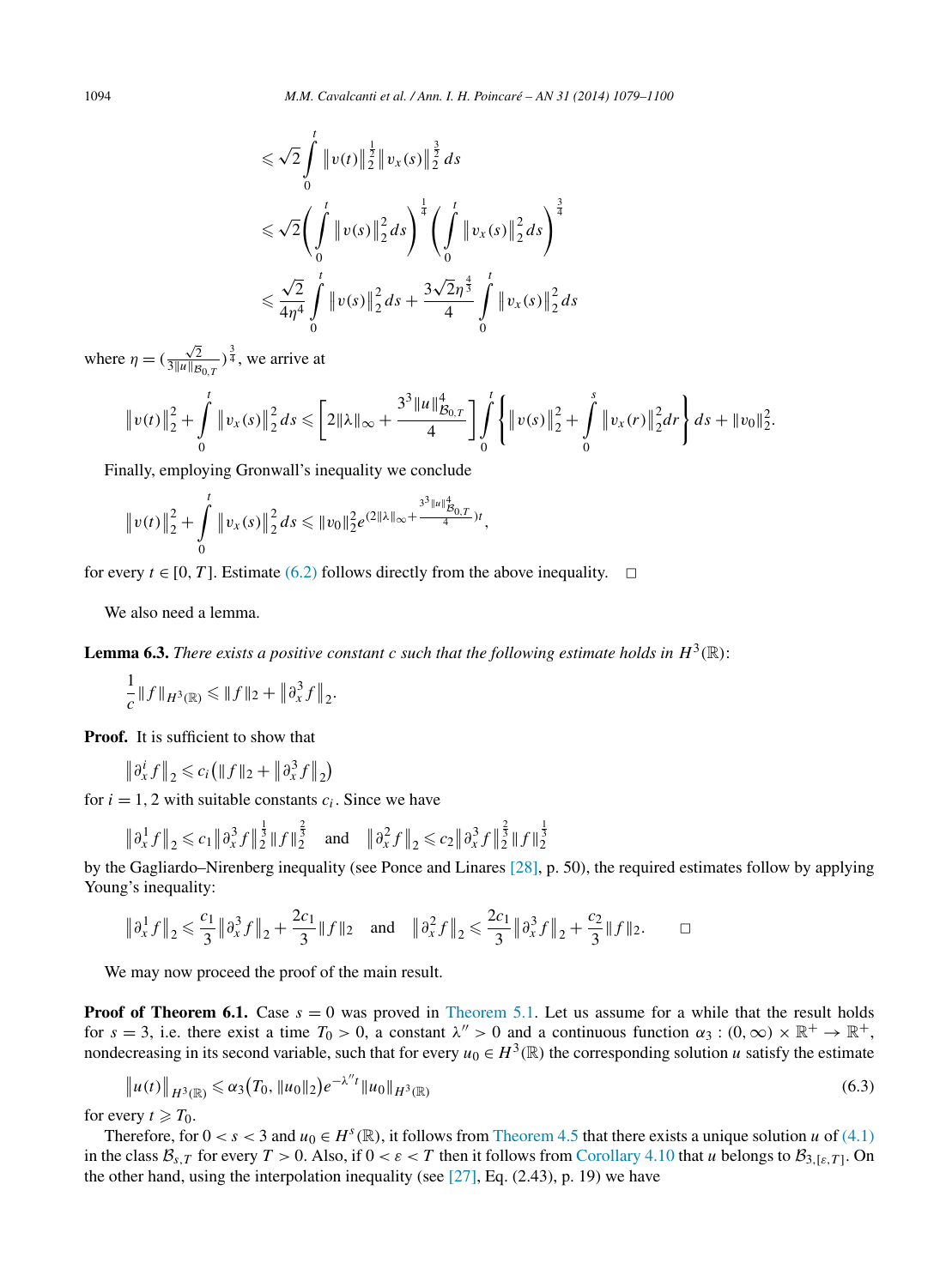$$\leqslant \sqrt{2}\int_0^t \|v(t)\|_2^{\frac{1}{2}}\|v_x(s)\|_2^{\frac{3}{2}}\,ds$$

$$\leqslant \sqrt{2}\left(\int_0^t \|v(s)\|_2^2\,ds\right)^{\frac{1}{4}}\left(\int_0^t \|v_x(s)\|_2^2\,ds\right)^{\frac{3}{4}}$$

$$\leqslant \frac{\sqrt{2}}{4\eta^4}\int_0^t \|v(s)\|_2^2\,ds + \frac{3\sqrt{2}\eta^{\frac{4}{3}}}{4}\int_0^t \|v_x(s)\|_2^2\,ds$$

where $\eta = (\frac{\sqrt{2}}{3\|u\|_{\mathcal{B}_{0,T}}})^{\frac{3}{4}}$, we arrive at

$$\|v(t)\|_2^2 + \int_0^t \|v_x(s)\|_2^2\,ds \leqslant \left[2\|\lambda\|_\infty + \frac{3^3\|u\|_{\mathcal{B}_{0,T}}^4}{4}\right]\int_0^t \left\{\|v(s)\|_2^2 + \int_0^s \|v_x(r)\|_2^2 dr\right\} ds + \|v_0\|_2^2.$$

Finally, employing Gronwall's inequality we conclude

$$\|v(t)\|_2^2 + \int_0^t \|v_x(s)\|_2^2\,ds \leqslant \|v_0\|_2^2 e^{(2\|\lambda\|_\infty + \frac{3^3\|u\|_{\mathcal{B}_{0,T}}^4}{4})t},$$

for every $t \in [0,T]$. Estimate (6.2) follows directly from the above inequality. □

We also need a lemma.

**Lemma 6.3.** *There exists a positive constant c such that the following estimate holds in $H^3(\mathbb{R})$:*

$$\frac{1}{c}\|f\|_{H^3(\mathbb{R})} \leqslant \|f\|_2 + \|\partial_x^3 f\|_2.$$

**Proof.** It is sufficient to show that

$$\|\partial_x^i f\|_2 \leqslant c_i\big(\|f\|_2 + \|\partial_x^3 f\|_2\big)$$

for $i = 1, 2$ with suitable constants $c_i$. Since we have

$$\|\partial_x^1 f\|_2 \leqslant c_1\|\partial_x^3 f\|_2^{\frac{1}{3}}\|f\|_2^{\frac{2}{3}} \quad \text{and} \quad \|\partial_x^2 f\|_2 \leqslant c_2\|\partial_x^3 f\|_2^{\frac{2}{3}}\|f\|_2^{\frac{1}{3}}$$

by the Gagliardo–Nirenberg inequality (see Ponce and Linares [28], p. 50), the required estimates follow by applying Young's inequality:

$$\|\partial_x^1 f\|_2 \leqslant \frac{c_1}{3}\|\partial_x^3 f\|_2 + \frac{2c_1}{3}\|f\|_2 \quad \text{and} \quad \|\partial_x^2 f\|_2 \leqslant \frac{2c_1}{3}\|\partial_x^3 f\|_2 + \frac{c_2}{3}\|f\|_2. \qquad \square$$

We may now proceed the proof of the main result.

**Proof of Theorem 6.1.** Case $s = 0$ was proved in Theorem 5.1. Let us assume for a while that the result holds for $s = 3$, i.e. there exist a time $T_0 > 0$, a constant $\lambda'' > 0$ and a continuous function $\alpha_3 : (0,\infty)\times\mathbb{R}^+ \to \mathbb{R}^+$, nondecreasing in its second variable, such that for every $u_0 \in H^3(\mathbb{R})$ the corresponding solution $u$ satisfy the estimate

$$\|u(t)\|_{H^3(\mathbb{R})} \leqslant \alpha_3\big(T_0, \|u_0\|_2\big)e^{-\lambda'' t}\|u_0\|_{H^3(\mathbb{R})} \tag{6.3}$$

for every $t \geqslant T_0$.

Therefore, for $0 < s < 3$ and $u_0 \in H^s(\mathbb{R})$, it follows from Theorem 4.5 that there exists a unique solution $u$ of (4.1) in the class $\mathcal{B}_{s,T}$ for every $T > 0$. Also, if $0 < \varepsilon < T$ then it follows from Corollary 4.10 that $u$ belongs to $\mathcal{B}_{3,[\varepsilon,T]}$. On the other hand, using the interpolation inequality (see [27], Eq. (2.43), p. 19) we have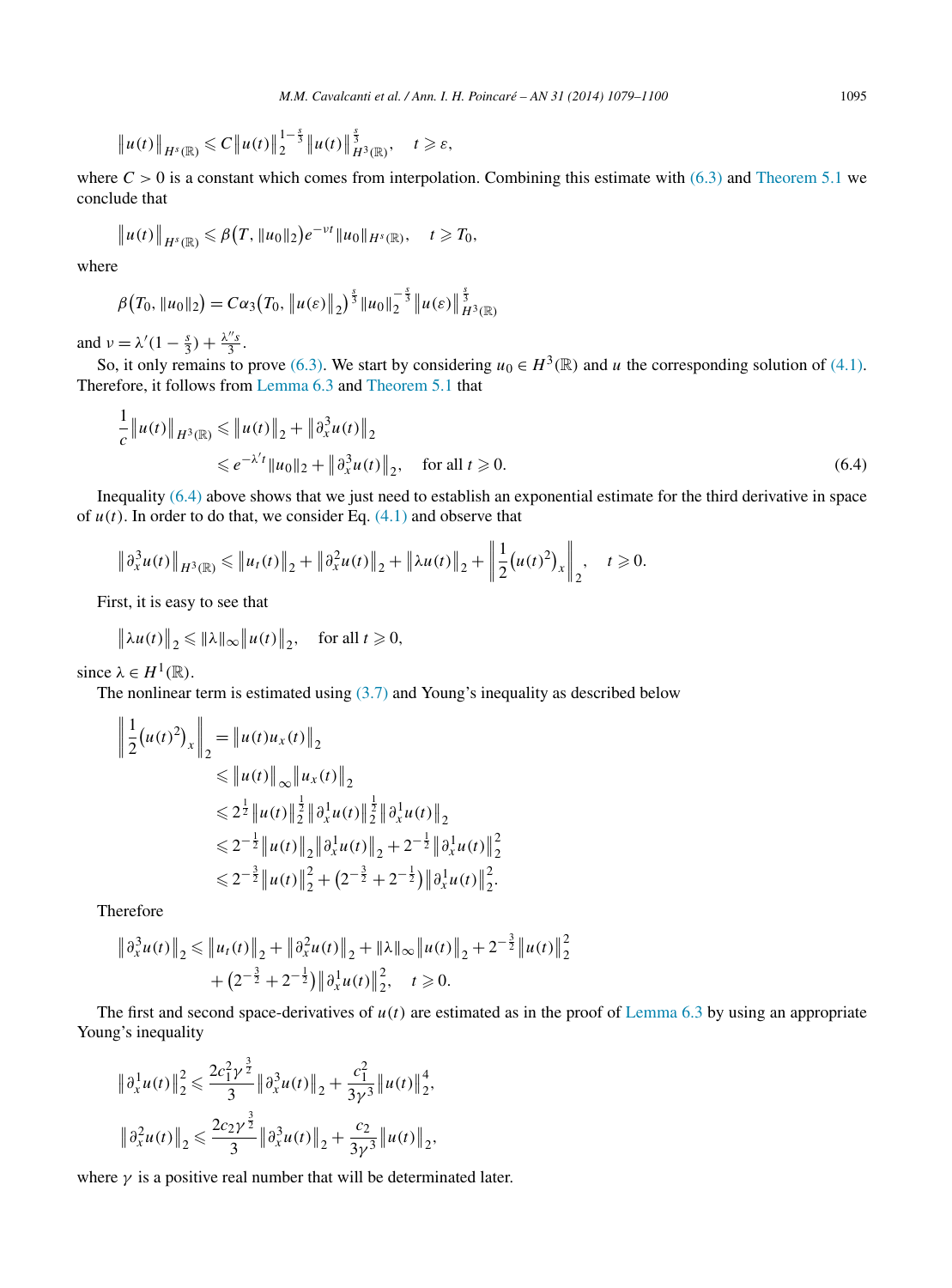$$\|u(t)\|_{H^s(\mathbb{R})} \leqslant C\|u(t)\|_2^{1-\frac{s}{3}}\|u(t)\|_{H^3(\mathbb{R})}^{\frac{s}{3}}, \quad t \geqslant \varepsilon,$$

where $C > 0$ is a constant which comes from interpolation. Combining this estimate with (6.3) and Theorem 5.1 we conclude that

$$\|u(t)\|_{H^s(\mathbb{R})} \leqslant \beta\big(T, \|u_0\|_2\big)e^{-\nu t}\|u_0\|_{H^s(\mathbb{R})}, \quad t \geqslant T_0,$$

where

$$\beta\big(T_0, \|u_0\|_2\big) = C\alpha_3\big(T_0, \|u(\varepsilon)\|_2\big)^{\frac{s}{3}}\|u_0\|_2^{-\frac{s}{3}}\|u(\varepsilon)\|_{H^3(\mathbb{R})}^{\frac{s}{3}}$$

and $\nu = \lambda'(1 - \frac{s}{3}) + \frac{\lambda'' s}{3}$.

So, it only remains to prove (6.3). We start by considering $u_0 \in H^3(\mathbb{R})$ and $u$ the corresponding solution of (4.1). Therefore, it follows from Lemma 6.3 and Theorem 5.1 that

$$\begin{aligned}
\frac{1}{c}\|u(t)\|_{H^3(\mathbb{R})} &\leqslant \|u(t)\|_2 + \|\partial_x^3 u(t)\|_2 \\
&\leqslant e^{-\lambda' t}\|u_0\|_2 + \|\partial_x^3 u(t)\|_2, \quad \text{for all } t \geqslant 0.
\end{aligned} \tag{6.4}$$

Inequality (6.4) above shows that we just need to establish an exponential estimate for the third derivative in space of $u(t)$. In order to do that, we consider Eq. (4.1) and observe that

$$\|\partial_x^3 u(t)\|_{H^3(\mathbb{R})} \leqslant \|u_t(t)\|_2 + \|\partial_x^2 u(t)\|_2 + \|\lambda u(t)\|_2 + \left\|\frac{1}{2}\big(u(t)^2\big)_x\right\|_2, \quad t \geqslant 0.$$

First, it is easy to see that

$$\|\lambda u(t)\|_2 \leqslant \|\lambda\|_\infty \|u(t)\|_2, \quad \text{for all } t \geqslant 0,$$

since $\lambda \in H^1(\mathbb{R})$.

The nonlinear term is estimated using (3.7) and Young's inequality as described below

$$\begin{aligned}
\left\|\frac{1}{2}\big(u(t)^2\big)_x\right\|_2 &= \|u(t)u_x(t)\|_2 \\
&\leqslant \|u(t)\|_\infty \|u_x(t)\|_2 \\
&\leqslant 2^{\frac{1}{2}}\|u(t)\|_2^{\frac{1}{2}}\|\partial_x^1 u(t)\|_2^{\frac{1}{2}}\|\partial_x^1 u(t)\|_2 \\
&\leqslant 2^{-\frac{1}{2}}\|u(t)\|_2\|\partial_x^1 u(t)\|_2 + 2^{-\frac{1}{2}}\|\partial_x^1 u(t)\|_2^2 \\
&\leqslant 2^{-\frac{3}{2}}\|u(t)\|_2^2 + \big(2^{-\frac{3}{2}} + 2^{-\frac{1}{2}}\big)\|\partial_x^1 u(t)\|_2^2.
\end{aligned}$$

Therefore

$$\begin{aligned}
\|\partial_x^3 u(t)\|_2 \leqslant{}& \|u_t(t)\|_2 + \|\partial_x^2 u(t)\|_2 + \|\lambda\|_\infty\|u(t)\|_2 + 2^{-\frac{3}{2}}\|u(t)\|_2^2 \\
&+ \big(2^{-\frac{3}{2}} + 2^{-\frac{1}{2}}\big)\|\partial_x^1 u(t)\|_2^2, \quad t \geqslant 0.
\end{aligned}$$

The first and second space-derivatives of $u(t)$ are estimated as in the proof of Lemma 6.3 by using an appropriate Young's inequality

$$\|\partial_x^1 u(t)\|_2^2 \leqslant \frac{2c_1^2\gamma^{\frac{3}{2}}}{3}\|\partial_x^3 u(t)\|_2 + \frac{c_1^2}{3\gamma^3}\|u(t)\|_2^4,$$

$$\|\partial_x^2 u(t)\|_2 \leqslant \frac{2c_2\gamma^{\frac{3}{2}}}{3}\|\partial_x^3 u(t)\|_2 + \frac{c_2}{3\gamma^3}\|u(t)\|_2,$$

where $\gamma$ is a positive real number that will be determinated later.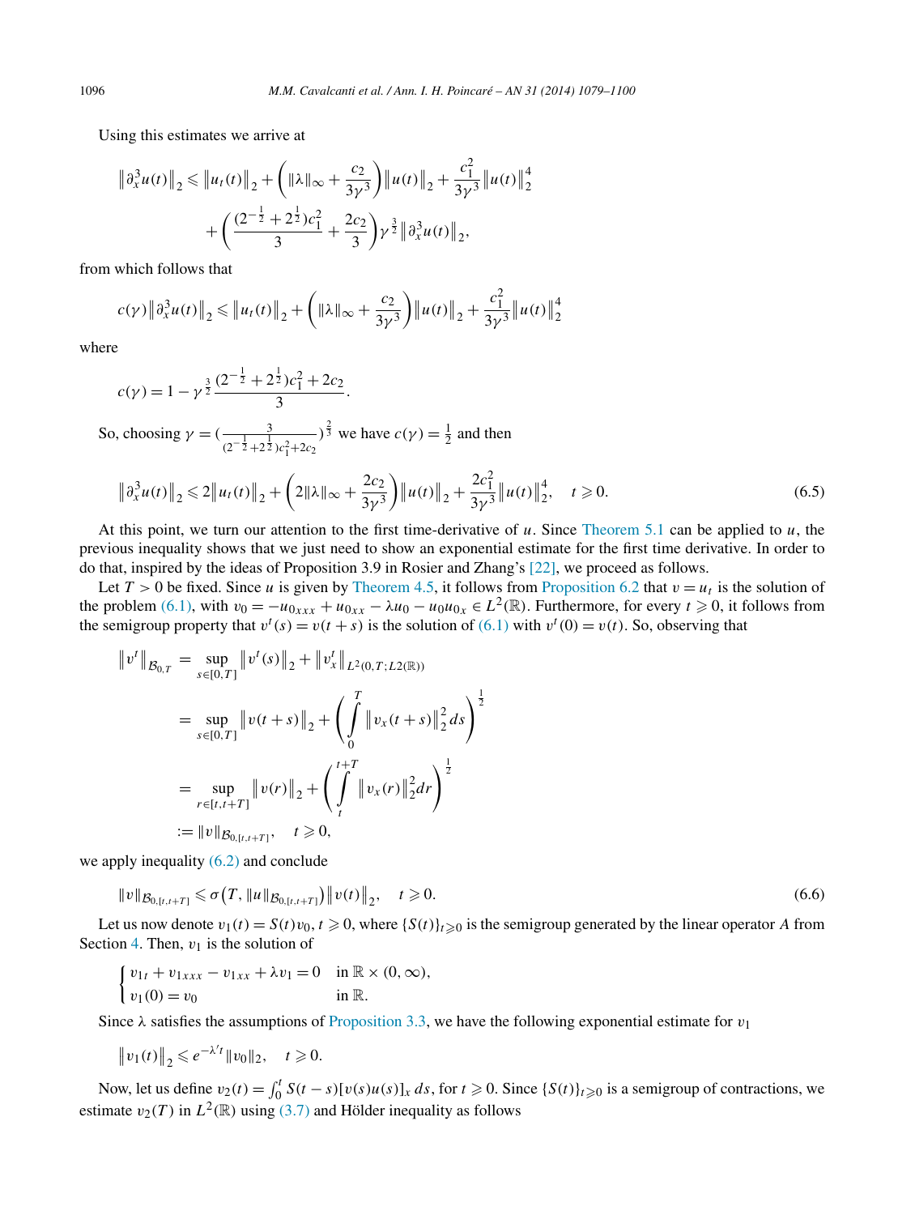Using this estimates we arrive at

$$\left\|\partial_x^3 u(t)\right\|_2 \leqslant \left\|u_t(t)\right\|_2 + \left(\|\lambda\|_\infty + \frac{c_2}{3\gamma^3}\right)\left\|u(t)\right\|_2 + \frac{c_1^2}{3\gamma^3}\left\|u(t)\right\|_2^4 + \left(\frac{(2^{-\frac{1}{2}} + 2^{\frac{1}{2}})c_1^2}{3} + \frac{2c_2}{3}\right)\gamma^{\frac{3}{2}}\left\|\partial_x^3 u(t)\right\|_2,$$

from which follows that

$$c(\gamma)\left\|\partial_x^3 u(t)\right\|_2 \leqslant \left\|u_t(t)\right\|_2 + \left(\|\lambda\|_\infty + \frac{c_2}{3\gamma^3}\right)\left\|u(t)\right\|_2 + \frac{c_1^2}{3\gamma^3}\left\|u(t)\right\|_2^4$$

where

$$c(\gamma) = 1 - \gamma^{\frac{3}{2}}\frac{(2^{-\frac{1}{2}} + 2^{\frac{1}{2}})c_1^2 + 2c_2}{3}.$$

So, choosing $\gamma = (\frac{3}{(2^{-\frac{1}{2}} + 2^{\frac{1}{2}})c_1^2 + 2c_2})^{\frac{2}{3}}$ we have $c(\gamma) = \frac{1}{2}$ and then

$$\left\|\partial_x^3 u(t)\right\|_2 \leqslant 2\left\|u_t(t)\right\|_2 + \left(2\|\lambda\|_\infty + \frac{2c_2}{3\gamma^3}\right)\left\|u(t)\right\|_2 + \frac{2c_1^2}{3\gamma^3}\left\|u(t)\right\|_2^4, \quad t \geqslant 0. \tag{6.5}$$

At this point, we turn our attention to the first time-derivative of $u$. Since Theorem 5.1 can be applied to $u$, the previous inequality shows that we just need to show an exponential estimate for the first time derivative. In order to do that, inspired by the ideas of Proposition 3.9 in Rosier and Zhang's [22], we proceed as follows.

Let $T > 0$ be fixed. Since $u$ is given by Theorem 4.5, it follows from Proposition 6.2 that $v = u_t$ is the solution of the problem (6.1), with $v_0 = -u_{0xxx} + u_{0xx} - \lambda u_0 - u_0 u_{0x} \in L^2(\mathbb{R})$. Furthermore, for every $t \geqslant 0$, it follows from the semigroup property that $v^t(s) = v(t+s)$ is the solution of (6.1) with $v^t(0) = v(t)$. So, observing that

$$\begin{aligned}
\left\|v^t\right\|_{\mathcal{B}_{0,T}} &= \sup_{s\in[0,T]}\left\|v^t(s)\right\|_2 + \left\|v_x^t\right\|_{L^2(0,T;L2(\mathbb{R}))} \\
&= \sup_{s\in[0,T]}\left\|v(t+s)\right\|_2 + \left(\int_0^T \left\|v_x(t+s)\right\|_2^2\,ds\right)^{\frac{1}{2}} \\
&= \sup_{r\in[t,t+T]}\left\|v(r)\right\|_2 + \left(\int_t^{t+T} \left\|v_x(r)\right\|_2^2 dr\right)^{\frac{1}{2}} \\
&:= \|v\|_{\mathcal{B}_{0,[t,t+T]}}, \quad t \geqslant 0,
\end{aligned}$$

we apply inequality (6.2) and conclude

$$\|v\|_{\mathcal{B}_{0,[t,t+T]}} \leqslant \sigma\left(T, \|u\|_{\mathcal{B}_{0,[t,t+T]}}\right)\left\|v(t)\right\|_2, \quad t \geqslant 0. \tag{6.6}$$

Let us now denote $v_1(t) = S(t)v_0$, $t \geqslant 0$, where $\{S(t)\}_{t\geqslant 0}$ is the semigroup generated by the linear operator $A$ from Section 4. Then, $v_1$ is the solution of

$$\begin{cases} v_{1t} + v_{1xxx} - v_{1xx} + \lambda v_1 = 0 & \text{in } \mathbb{R}\times(0,\infty), \\ v_1(0) = v_0 & \text{in } \mathbb{R}. \end{cases}$$

Since $\lambda$ satisfies the assumptions of Proposition 3.3, we have the following exponential estimate for $v_1$

$$\left\|v_1(t)\right\|_2 \leqslant e^{-\lambda' t}\|v_0\|_2, \quad t \geqslant 0.$$

Now, let us define $v_2(t) = \int_0^t S(t-s)[v(s)u(s)]_x\,ds$, for $t \geqslant 0$. Since $\{S(t)\}_{t\geqslant 0}$ is a semigroup of contractions, we estimate $v_2(T)$ in $L^2(\mathbb{R})$ using (3.7) and Hölder inequality as follows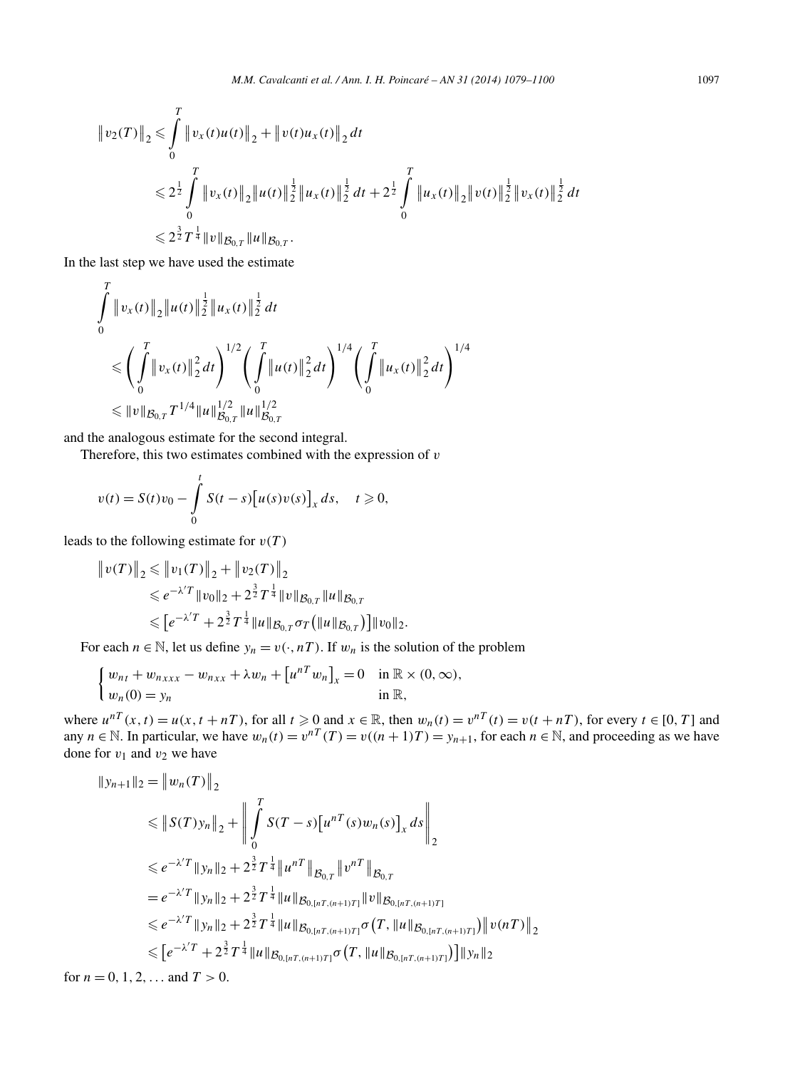$$
\begin{aligned}
\|v_2(T)\|_2 &\leqslant \int_0^T \|v_x(t)u(t)\|_2 + \|v(t)u_x(t)\|_2\,dt \\
&\leqslant 2^{\frac{1}{2}} \int_0^T \|v_x(t)\|_2 \|u(t)\|_2^{\frac{1}{2}} \|u_x(t)\|_2^{\frac{1}{2}}\,dt + 2^{\frac{1}{2}} \int_0^T \|u_x(t)\|_2 \|v(t)\|_2^{\frac{1}{2}} \|v_x(t)\|_2^{\frac{1}{2}}\,dt \\
&\leqslant 2^{\frac{3}{2}} T^{\frac{1}{4}} \|v\|_{\mathcal{B}_{0,T}} \|u\|_{\mathcal{B}_{0,T}}.
\end{aligned}
$$

In the last step we have used the estimate

$$
\begin{aligned}
&\int_0^T \|v_x(t)\|_2 \|u(t)\|_2^{\frac{1}{2}} \|u_x(t)\|_2^{\frac{1}{2}}\,dt \\
&\quad\leqslant \left(\int_0^T \|v_x(t)\|_2^2\,dt\right)^{1/2} \left(\int_0^T \|u(t)\|_2^2\,dt\right)^{1/4} \left(\int_0^T \|u_x(t)\|_2^2\,dt\right)^{1/4} \\
&\quad\leqslant \|v\|_{\mathcal{B}_{0,T}} T^{1/4} \|u\|_{\mathcal{B}_{0,T}}^{1/2} \|u\|_{\mathcal{B}_{0,T}}^{1/2}
\end{aligned}
$$

and the analogous estimate for the second integral.

Therefore, this two estimates combined with the expression of $v$

$$
v(t) = S(t)v_0 - \int_0^t S(t-s)\big[u(s)v(s)\big]_x\,ds, \quad t \geqslant 0,
$$

leads to the following estimate for $v(T)$

$$
\begin{aligned}
\|v(T)\|_2 &\leqslant \|v_1(T)\|_2 + \|v_2(T)\|_2 \\
&\leqslant e^{-\lambda' T}\|v_0\|_2 + 2^{\frac{3}{2}} T^{\frac{1}{4}} \|v\|_{\mathcal{B}_{0,T}} \|u\|_{\mathcal{B}_{0,T}} \\
&\leqslant \big[e^{-\lambda' T} + 2^{\frac{3}{2}} T^{\frac{1}{4}} \|u\|_{\mathcal{B}_{0,T}} \sigma_T\big(\|u\|_{\mathcal{B}_{0,T}}\big)\big]\|v_0\|_2.
\end{aligned}
$$

For each $n \in \mathbb{N}$, let us define $y_n = v(\cdot, nT)$. If $w_n$ is the solution of the problem

$$
\begin{cases}
w_{nt} + w_{nxxx} - w_{nxx} + \lambda w_n + \big[u^{nT} w_n\big]_x = 0 & \text{in } \mathbb{R} \times (0,\infty), \\
w_n(0) = y_n & \text{in } \mathbb{R},
\end{cases}
$$

where $u^{nT}(x,t) = u(x, t+nT)$, for all $t \geqslant 0$ and $x \in \mathbb{R}$, then $w_n(t) = v^{nT}(t) = v(t+nT)$, for every $t \in [0,T]$ and any $n \in \mathbb{N}$. In particular, we have $w_n(t) = v^{nT}(T) = v((n+1)T) = y_{n+1}$, for each $n \in \mathbb{N}$, and proceeding as we have done for $v_1$ and $v_2$ we have

$$
\begin{aligned}
\|y_{n+1}\|_2 &= \|w_n(T)\|_2 \\
&\leqslant \|S(T)y_n\|_2 + \left\| \int_0^T S(T-s)\big[u^{nT}(s)w_n(s)\big]_x\,ds \right\|_2 \\
&\leqslant e^{-\lambda' T}\|y_n\|_2 + 2^{\frac{3}{2}} T^{\frac{1}{4}} \|u^{nT}\|_{\mathcal{B}_{0,T}} \|v^{nT}\|_{\mathcal{B}_{0,T}} \\
&= e^{-\lambda' T}\|y_n\|_2 + 2^{\frac{3}{2}} T^{\frac{1}{4}} \|u\|_{\mathcal{B}_{0,[nT,(n+1)T]}} \|v\|_{\mathcal{B}_{0,[nT,(n+1)T]}} \\
&\leqslant e^{-\lambda' T}\|y_n\|_2 + 2^{\frac{3}{2}} T^{\frac{1}{4}} \|u\|_{\mathcal{B}_{0,[nT,(n+1)T]}} \sigma\big(T, \|u\|_{\mathcal{B}_{0,[nT,(n+1)T]}}\big) \|v(nT)\|_2 \\
&\leqslant \big[e^{-\lambda' T} + 2^{\frac{3}{2}} T^{\frac{1}{4}} \|u\|_{\mathcal{B}_{0,[nT,(n+1)T]}} \sigma\big(T, \|u\|_{\mathcal{B}_{0,[nT,(n+1)T]}}\big)\big]\|y_n\|_2
\end{aligned}
$$

for $n = 0, 1, 2, \ldots$ and $T > 0$.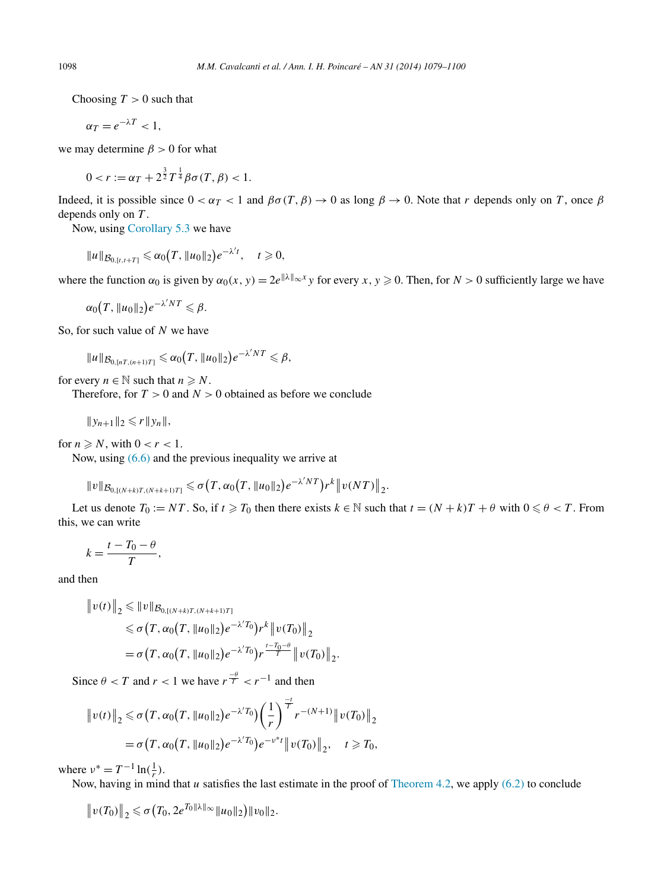Choosing $T > 0$ such that

$$\alpha_T = e^{-\lambda T} < 1,$$

we may determine $\beta > 0$ for what

$$0 < r := \alpha_T + 2^{\frac{3}{2}} T^{\frac{1}{4}} \beta \sigma(T, \beta) < 1.$$

Indeed, it is possible since $0 < \alpha_T < 1$ and $\beta\sigma(T, \beta) \to 0$ as long $\beta \to 0$. Note that $r$ depends only on $T$, once $\beta$ depends only on $T$.

Now, using Corollary 5.3 we have

$$\|u\|_{\mathcal{B}_{0,[t,t+T]}} \leqslant \alpha_0\big(T, \|u_0\|_2\big) e^{-\lambda' t}, \quad t \geqslant 0,$$

where the function $\alpha_0$ is given by $\alpha_0(x, y) = 2e^{\|\lambda\|_\infty x} y$ for every $x, y \geqslant 0$. Then, for $N > 0$ sufficiently large we have

$$\alpha_0\big(T, \|u_0\|_2\big) e^{-\lambda' NT} \leqslant \beta.$$

So, for such value of $N$ we have

$$\|u\|_{\mathcal{B}_{0,[nT,(n+1)T]}} \leqslant \alpha_0\big(T, \|u_0\|_2\big) e^{-\lambda' NT} \leqslant \beta,$$

for every $n \in \mathbb{N}$ such that $n \geqslant N$.

Therefore, for $T > 0$ and $N > 0$ obtained as before we conclude

$$\|y_{n+1}\|_2 \leqslant r\|y_n\|,$$

for $n \geqslant N$, with $0 < r < 1$.

Now, using (6.6) and the previous inequality we arrive at

$$\|v\|_{\mathcal{B}_{0,[(N+k)T,(N+k+1)T]}} \leqslant \sigma\big(T, \alpha_0\big(T, \|u_0\|_2\big) e^{-\lambda' NT}\big) r^k \big\|v(NT)\big\|_2.$$

Let us denote $T_0 := NT$. So, if $t \geqslant T_0$ then there exists $k \in \mathbb{N}$ such that $t = (N + k)T + \theta$ with $0 \leqslant \theta < T$. From this, we can write

$$k = \frac{t - T_0 - \theta}{T},$$

and then

$$\begin{aligned}
\big\|v(t)\big\|_2 &\leqslant \|v\|_{\mathcal{B}_{0,[(N+k)T,(N+k+1)T]}} \\
&\leqslant \sigma\big(T, \alpha_0\big(T, \|u_0\|_2\big) e^{-\lambda' T_0}\big) r^k \big\|v(T_0)\big\|_2 \\
&= \sigma\big(T, \alpha_0\big(T, \|u_0\|_2\big) e^{-\lambda' T_0}\big) r^{\frac{t - T_0 - \theta}{T}} \big\|v(T_0)\big\|_2.
\end{aligned}$$

Since $\theta < T$ and $r < 1$ we have $r^{\frac{-\theta}{T}} < r^{-1}$ and then

$$\begin{aligned}
\big\|v(t)\big\|_2 &\leqslant \sigma\big(T, \alpha_0\big(T, \|u_0\|_2\big) e^{-\lambda' T_0}\big) \left(\frac{1}{r}\right)^{\frac{-t}{T}} r^{-(N+1)} \big\|v(T_0)\big\|_2 \\
&= \sigma\big(T, \alpha_0\big(T, \|u_0\|_2\big) e^{-\lambda' T_0}\big) e^{-\nu^* t} \big\|v(T_0)\big\|_2, \quad t \geqslant T_0,
\end{aligned}$$

where $\nu^* = T^{-1} \ln(\frac{1}{r})$.

Now, having in mind that $u$ satisfies the last estimate in the proof of Theorem 4.2, we apply (6.2) to conclude

$$\big\|v(T_0)\big\|_2 \leqslant \sigma\big(T_0, 2e^{T_0\|\lambda\|_\infty} \|u_0\|_2\big) \|v_0\|_2.$$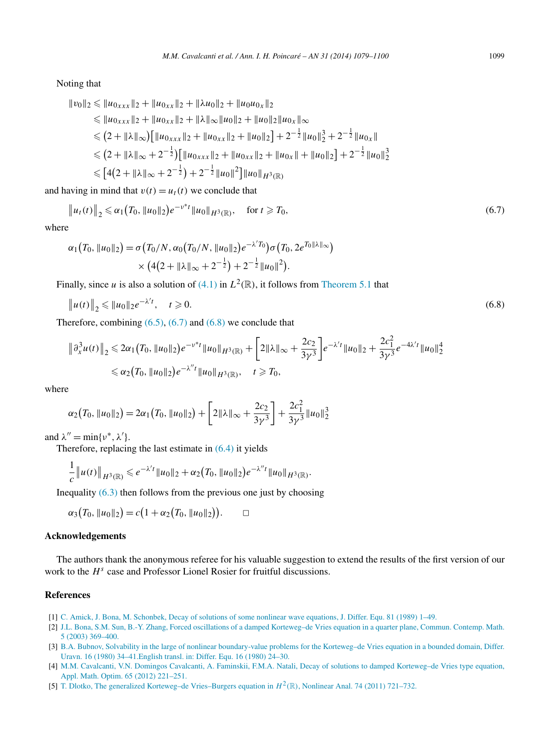Noting that

$$
\begin{aligned}
\|v_0\|_2 &\leqslant \|u_{0xxx}\|_2 + \|u_{0xx}\|_2 + \|\lambda u_0\|_2 + \|u_0 u_{0x}\|_2 \\
&\leqslant \|u_{0xxx}\|_2 + \|u_{0xx}\|_2 + \|\lambda\|_\infty \|u_0\|_2 + \|u_0\|_2 \|u_{0x}\|_\infty \\
&\leqslant \left(2 + \|\lambda\|_\infty\right)\left[\|u_{0xxx}\|_2 + \|u_{0xx}\|_2 + \|u_0\|_2\right] + 2^{-\frac{1}{2}}\|u_0\|_2^3 + 2^{-\frac{1}{2}}\|u_{0x}\| \\
&\leqslant \left(2 + \|\lambda\|_\infty + 2^{-\frac{1}{2}}\right)\left[\|u_{0xxx}\|_2 + \|u_{0xx}\|_2 + \|u_{0x}\| + \|u_0\|_2\right] + 2^{-\frac{1}{2}}\|u_0\|_2^3 \\
&\leqslant \left[4\left(2 + \|\lambda\|_\infty + 2^{-\frac{1}{2}}\right) + 2^{-\frac{1}{2}}\|u_0\|^2\right]\|u_0\|_{H^3(\mathbb{R})}
\end{aligned}
$$

and having in mind that $v(t) = u_t(t)$ we conclude that

$$
\left\|u_t(t)\right\|_2 \leqslant \alpha_1\left(T_0, \|u_0\|_2\right)e^{-\nu^* t}\|u_0\|_{H^3(\mathbb{R})}, \quad \text{for } t \geqslant T_0, \tag{6.7}
$$

where

$$
\begin{aligned}
\alpha_1\left(T_0, \|u_0\|_2\right) = {} & \sigma\left(T_0/N, \alpha_0\left(T_0/N, \|u_0\|_2\right)e^{-\lambda' T_0}\right)\sigma\left(T_0, 2e^{T_0\|\lambda\|_\infty}\right) \\
& \times \left(4\left(2 + \|\lambda\|_\infty + 2^{-\frac{1}{2}}\right) + 2^{-\frac{1}{2}}\|u_0\|^2\right).
\end{aligned}
$$

Finally, since $u$ is also a solution of (4.1) in $L^2(\mathbb{R})$, it follows from Theorem 5.1 that

$$
\left\|u(t)\right\|_2 \leqslant \|u_0\|_2 e^{-\lambda' t}, \quad t \geqslant 0. \tag{6.8}
$$

Therefore, combining (6.5), (6.7) and (6.8) we conclude that

$$
\begin{aligned}
\left\|\partial_x^3 u(t)\right\|_2 &\leqslant 2\alpha_1\left(T_0, \|u_0\|_2\right)e^{-\nu^* t}\|u_0\|_{H^3(\mathbb{R})} + \left[2\|\lambda\|_\infty + \frac{2c_2}{3\gamma^3}\right]e^{-\lambda' t}\|u_0\|_2 + \frac{2c_1^2}{3\gamma^3}e^{-4\lambda' t}\|u_0\|_2^4 \\
&\leqslant \alpha_2\left(T_0, \|u_0\|_2\right)e^{-\lambda'' t}\|u_0\|_{H^3(\mathbb{R})}, \quad t \geqslant T_0,
\end{aligned}
$$

where

$$
\alpha_2\left(T_0, \|u_0\|_2\right) = 2\alpha_1\left(T_0, \|u_0\|_2\right) + \left[2\|\lambda\|_\infty + \frac{2c_2}{3\gamma^3}\right] + \frac{2c_1^2}{3\gamma^3}\|u_0\|_2^3
$$

and $\lambda'' = \min\{\nu^*, \lambda'\}$.

Therefore, replacing the last estimate in (6.4) it yields

$$
\frac{1}{c}\left\|u(t)\right\|_{H^3(\mathbb{R})} \leqslant e^{-\lambda' t}\|u_0\|_2 + \alpha_2\left(T_0, \|u_0\|_2\right)e^{-\lambda'' t}\|u_0\|_{H^3(\mathbb{R})}.
$$

Inequality (6.3) then follows from the previous one just by choosing

$$
\alpha_3\left(T_0, \|u_0\|_2\right) = c\left(1 + \alpha_2\left(T_0, \|u_0\|_2\right)\right). \qquad \square
$$

## Acknowledgements

The authors thank the anonymous referee for his valuable suggestion to extend the results of the first version of our work to the $H^s$ case and Professor Lionel Rosier for fruitful discussions.

## References

[1] C. Amick, J. Bona, M. Schonbek, Decay of solutions of some nonlinear wave equations, J. Differ. Equ. 81 (1989) 1–49.

[2] J.L. Bona, S.M. Sun, B.-Y. Zhang, Forced oscillations of a damped Korteweg–de Vries equation in a quarter plane, Commun. Contemp. Math. 5 (2003) 369–400.

[3] B.A. Bubnov, Solvability in the large of nonlinear boundary-value problems for the Korteweg–de Vries equation in a bounded domain, Differ. Uravn. 16 (1980) 34–41.English transl. in: Differ. Equ. 16 (1980) 24–30.

[4] M.M. Cavalcanti, V.N. Domingos Cavalcanti, A. Faminskii, F.M.A. Natali, Decay of solutions to damped Korteweg–de Vries type equation, Appl. Math. Optim. 65 (2012) 221–251.

[5] T. Dlotko, The generalized Korteweg–de Vries–Burgers equation in $H^2(\mathbb{R})$, Nonlinear Anal. 74 (2011) 721–732.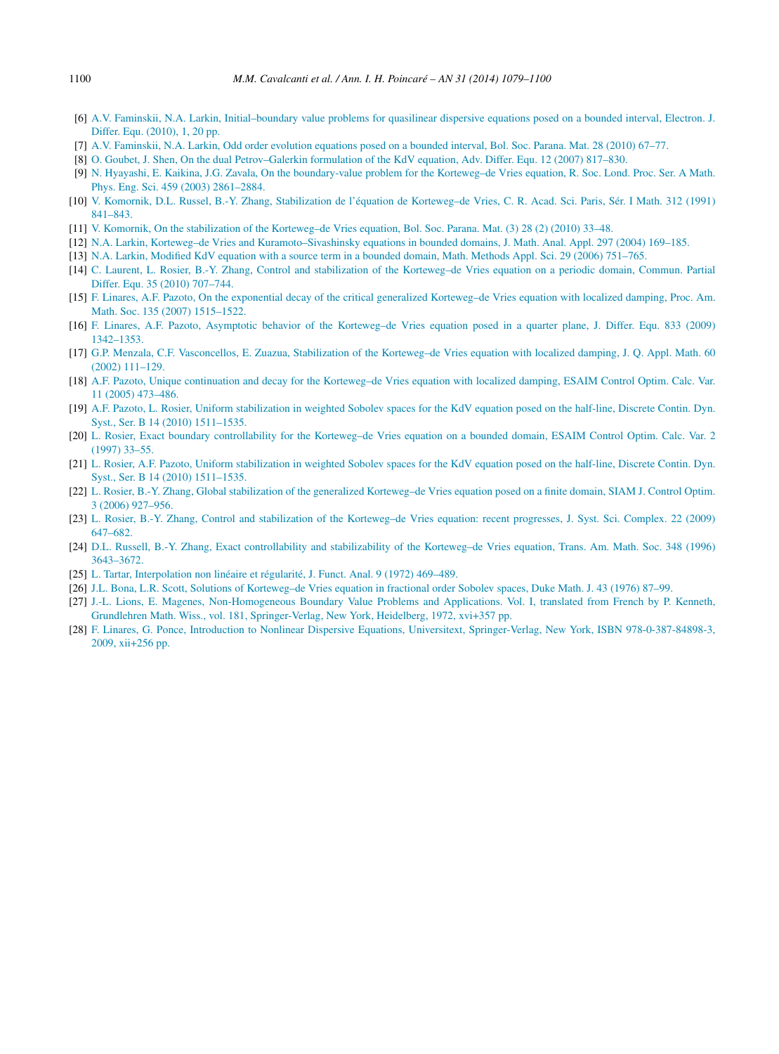[6] A.V. Faminskii, N.A. Larkin, Initial–boundary value problems for quasilinear dispersive equations posed on a bounded interval, Electron. J. Differ. Equ. (2010), 1, 20 pp.

[7] A.V. Faminskii, N.A. Larkin, Odd order evolution equations posed on a bounded interval, Bol. Soc. Parana. Mat. 28 (2010) 67–77.

[8] O. Goubet, J. Shen, On the dual Petrov–Galerkin formulation of the KdV equation, Adv. Differ. Equ. 12 (2007) 817–830.

[9] N. Hyayashi, E. Kaikina, J.G. Zavala, On the boundary-value problem for the Korteweg–de Vries equation, R. Soc. Lond. Proc. Ser. A Math. Phys. Eng. Sci. 459 (2003) 2861–2884.

[10] V. Komornik, D.L. Russel, B.-Y. Zhang, Stabilization de l'équation de Korteweg–de Vries, C. R. Acad. Sci. Paris, Sér. I Math. 312 (1991) 841–843.

[11] V. Komornik, On the stabilization of the Korteweg–de Vries equation, Bol. Soc. Parana. Mat. (3) 28 (2) (2010) 33–48.

[12] N.A. Larkin, Korteweg–de Vries and Kuramoto–Sivashinsky equations in bounded domains, J. Math. Anal. Appl. 297 (2004) 169–185.

[13] N.A. Larkin, Modified KdV equation with a source term in a bounded domain, Math. Methods Appl. Sci. 29 (2006) 751–765.

[14] C. Laurent, L. Rosier, B.-Y. Zhang, Control and stabilization of the Korteweg–de Vries equation on a periodic domain, Commun. Partial Differ. Equ. 35 (2010) 707–744.

[15] F. Linares, A.F. Pazoto, On the exponential decay of the critical generalized Korteweg–de Vries equation with localized damping, Proc. Am. Math. Soc. 135 (2007) 1515–1522.

[16] F. Linares, A.F. Pazoto, Asymptotic behavior of the Korteweg–de Vries equation posed in a quarter plane, J. Differ. Equ. 833 (2009) 1342–1353.

[17] G.P. Menzala, C.F. Vasconcellos, E. Zuazua, Stabilization of the Korteweg–de Vries equation with localized damping, J. Q. Appl. Math. 60 (2002) 111–129.

[18] A.F. Pazoto, Unique continuation and decay for the Korteweg–de Vries equation with localized damping, ESAIM Control Optim. Calc. Var. 11 (2005) 473–486.

[19] A.F. Pazoto, L. Rosier, Uniform stabilization in weighted Sobolev spaces for the KdV equation posed on the half-line, Discrete Contin. Dyn. Syst., Ser. B 14 (2010) 1511–1535.

[20] L. Rosier, Exact boundary controllability for the Korteweg–de Vries equation on a bounded domain, ESAIM Control Optim. Calc. Var. 2 (1997) 33–55.

[21] L. Rosier, A.F. Pazoto, Uniform stabilization in weighted Sobolev spaces for the KdV equation posed on the half-line, Discrete Contin. Dyn. Syst., Ser. B 14 (2010) 1511–1535.

[22] L. Rosier, B.-Y. Zhang, Global stabilization of the generalized Korteweg–de Vries equation posed on a finite domain, SIAM J. Control Optim. 3 (2006) 927–956.

[23] L. Rosier, B.-Y. Zhang, Control and stabilization of the Korteweg–de Vries equation: recent progresses, J. Syst. Sci. Complex. 22 (2009) 647–682.

[24] D.L. Russell, B.-Y. Zhang, Exact controllability and stabilizability of the Korteweg–de Vries equation, Trans. Am. Math. Soc. 348 (1996) 3643–3672.

[25] L. Tartar, Interpolation non linéaire et régularité, J. Funct. Anal. 9 (1972) 469–489.

[26] J.L. Bona, L.R. Scott, Solutions of Korteweg–de Vries equation in fractional order Sobolev spaces, Duke Math. J. 43 (1976) 87–99.

[27] J.-L. Lions, E. Magenes, Non-Homogeneous Boundary Value Problems and Applications. Vol. I, translated from French by P. Kenneth, Grundlehren Math. Wiss., vol. 181, Springer-Verlag, New York, Heidelberg, 1972, xvi+357 pp.

[28] F. Linares, G. Ponce, Introduction to Nonlinear Dispersive Equations, Universitext, Springer-Verlag, New York, ISBN 978-0-387-84898-3, 2009, xii+256 pp.